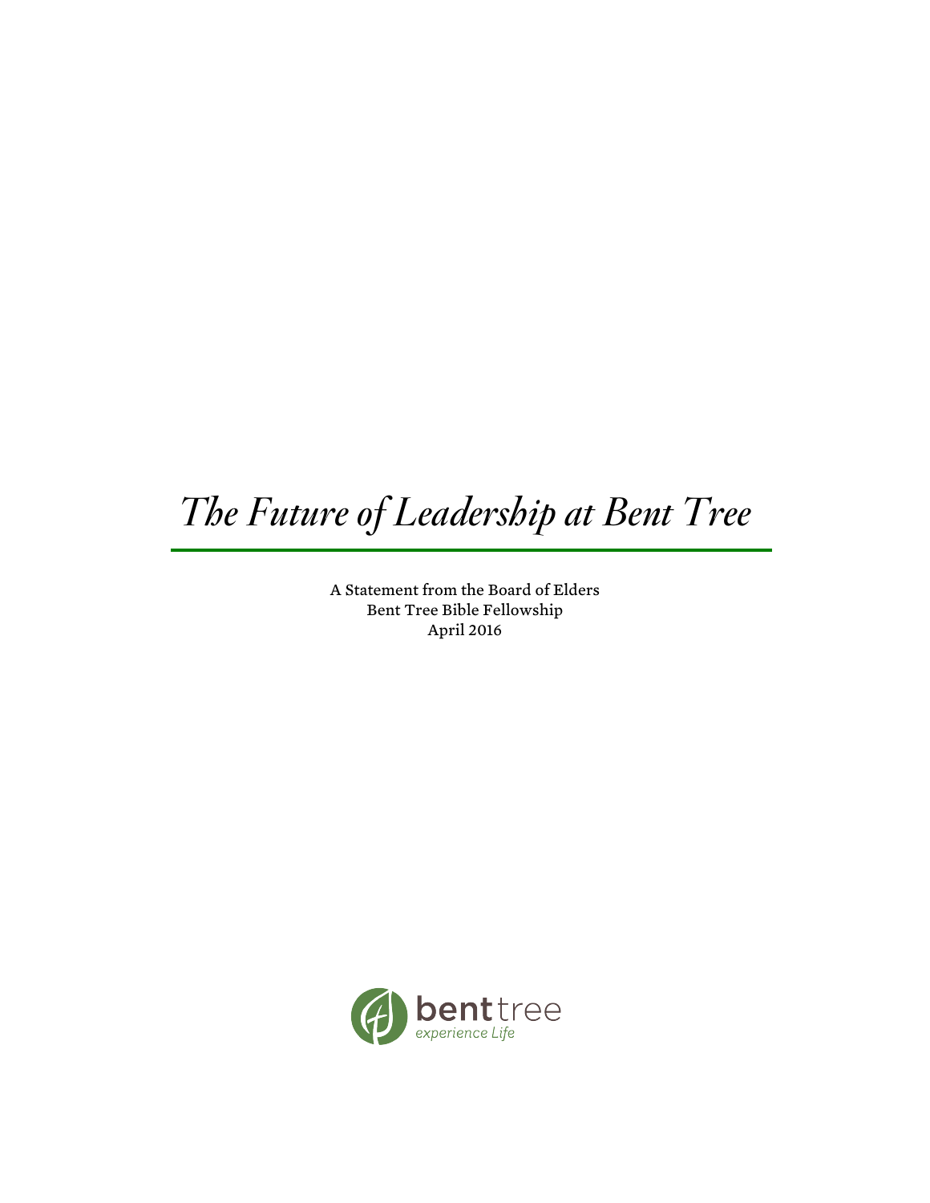# *The Future of Leadership at Bent Tree*

A Statement from the Board of Elders
Bent Tree Bible Fellowship
April 2016

bent tree
experience Life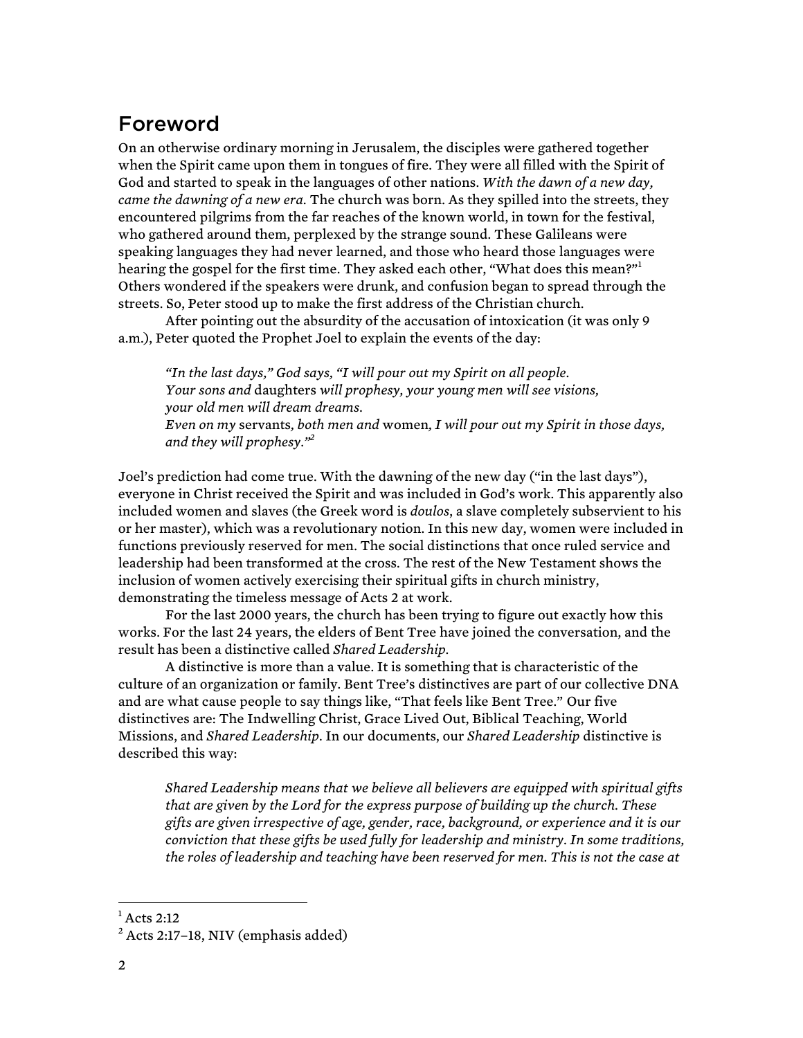## Foreword

On an otherwise ordinary morning in Jerusalem, the disciples were gathered together when the Spirit came upon them in tongues of fire. They were all filled with the Spirit of God and started to speak in the languages of other nations. *With the dawn of a new day, came the dawning of a new era.* The church was born. As they spilled into the streets, they encountered pilgrims from the far reaches of the known world, in town for the festival, who gathered around them, perplexed by the strange sound. These Galileans were speaking languages they had never learned, and those who heard those languages were hearing the gospel for the first time. They asked each other, "What does this mean?"[1] Others wondered if the speakers were drunk, and confusion began to spread through the streets. So, Peter stood up to make the first address of the Christian church.

After pointing out the absurdity of the accusation of intoxication (it was only 9 a.m.), Peter quoted the Prophet Joel to explain the events of the day:

> *"In the last days," God says, "I will pour out my Spirit on all people.*
> *Your sons and* daughters *will prophesy, your young men will see visions,*
> *your old men will dream dreams.*
> *Even on my* servants*, both men and* women*, I will pour out my Spirit in those days,*
> *and they will prophesy."*[2]

Joel's prediction had come true. With the dawning of the new day ("in the last days"), everyone in Christ received the Spirit and was included in God's work. This apparently also included women and slaves (the Greek word is *doulos*, a slave completely subservient to his or her master), which was a revolutionary notion. In this new day, women were included in functions previously reserved for men. The social distinctions that once ruled service and leadership had been transformed at the cross. The rest of the New Testament shows the inclusion of women actively exercising their spiritual gifts in church ministry, demonstrating the timeless message of Acts 2 at work.

For the last 2000 years, the church has been trying to figure out exactly how this works. For the last 24 years, the elders of Bent Tree have joined the conversation, and the result has been a distinctive called *Shared Leadership*.

A distinctive is more than a value. It is something that is characteristic of the culture of an organization or family. Bent Tree's distinctives are part of our collective DNA and are what cause people to say things like, "That feels like Bent Tree." Our five distinctives are: The Indwelling Christ, Grace Lived Out, Biblical Teaching, World Missions, and *Shared Leadership*. In our documents, our *Shared Leadership* distinctive is described this way:

> *Shared Leadership means that we believe all believers are equipped with spiritual gifts that are given by the Lord for the express purpose of building up the church. These gifts are given irrespective of age, gender, race, background, or experience and it is our conviction that these gifts be used fully for leadership and ministry. In some traditions, the roles of leadership and teaching have been reserved for men. This is not the case at*

---

[1] Acts 2:12

[2] Acts 2:17–18, NIV (emphasis added)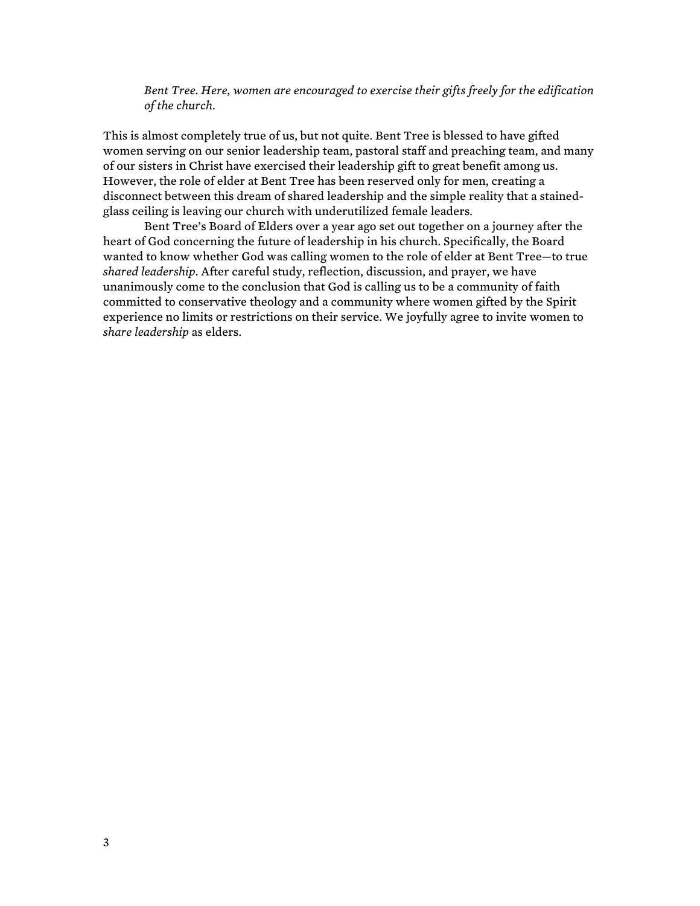> *Bent Tree. Here, women are encouraged to exercise their gifts freely for the edification of the church.*

This is almost completely true of us, but not quite. Bent Tree is blessed to have gifted women serving on our senior leadership team, pastoral staff and preaching team, and many of our sisters in Christ have exercised their leadership gift to great benefit among us. However, the role of elder at Bent Tree has been reserved only for men, creating a disconnect between this dream of shared leadership and the simple reality that a stained-glass ceiling is leaving our church with underutilized female leaders.

Bent Tree's Board of Elders over a year ago set out together on a journey after the heart of God concerning the future of leadership in his church. Specifically, the Board wanted to know whether God was calling women to the role of elder at Bent Tree—to true *shared leadership*. After careful study, reflection, discussion, and prayer, we have unanimously come to the conclusion that God is calling us to be a community of faith committed to conservative theology and a community where women gifted by the Spirit experience no limits or restrictions on their service. We joyfully agree to invite women to *share leadership* as elders.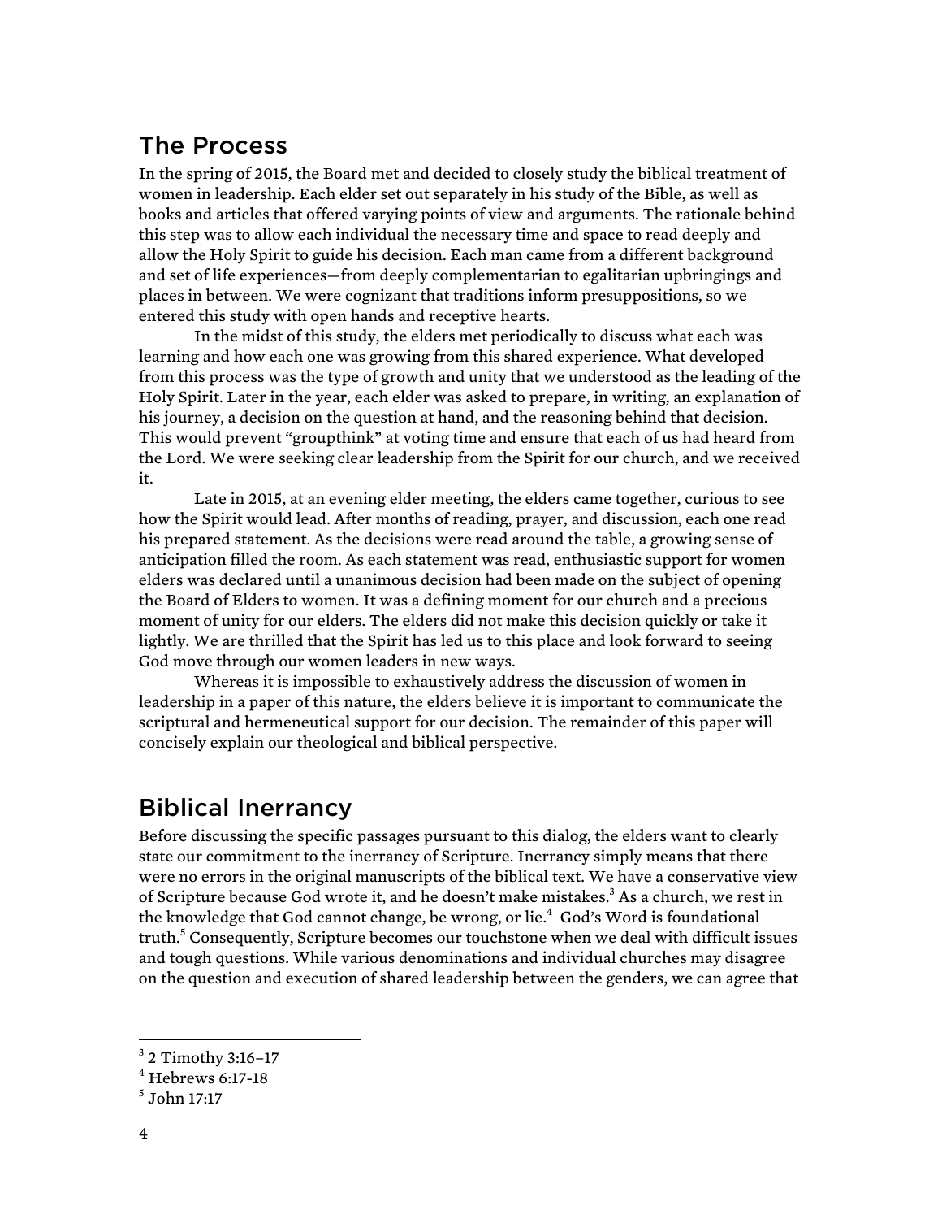## The Process

In the spring of 2015, the Board met and decided to closely study the biblical treatment of women in leadership. Each elder set out separately in his study of the Bible, as well as books and articles that offered varying points of view and arguments. The rationale behind this step was to allow each individual the necessary time and space to read deeply and allow the Holy Spirit to guide his decision. Each man came from a different background and set of life experiences—from deeply complementarian to egalitarian upbringings and places in between. We were cognizant that traditions inform presuppositions, so we entered this study with open hands and receptive hearts.

In the midst of this study, the elders met periodically to discuss what each was learning and how each one was growing from this shared experience. What developed from this process was the type of growth and unity that we understood as the leading of the Holy Spirit. Later in the year, each elder was asked to prepare, in writing, an explanation of his journey, a decision on the question at hand, and the reasoning behind that decision. This would prevent "groupthink" at voting time and ensure that each of us had heard from the Lord. We were seeking clear leadership from the Spirit for our church, and we received it.

Late in 2015, at an evening elder meeting, the elders came together, curious to see how the Spirit would lead. After months of reading, prayer, and discussion, each one read his prepared statement. As the decisions were read around the table, a growing sense of anticipation filled the room. As each statement was read, enthusiastic support for women elders was declared until a unanimous decision had been made on the subject of opening the Board of Elders to women. It was a defining moment for our church and a precious moment of unity for our elders. The elders did not make this decision quickly or take it lightly. We are thrilled that the Spirit has led us to this place and look forward to seeing God move through our women leaders in new ways.

Whereas it is impossible to exhaustively address the discussion of women in leadership in a paper of this nature, the elders believe it is important to communicate the scriptural and hermeneutical support for our decision. The remainder of this paper will concisely explain our theological and biblical perspective.

## Biblical Inerrancy

Before discussing the specific passages pursuant to this dialog, the elders want to clearly state our commitment to the inerrancy of Scripture. Inerrancy simply means that there were no errors in the original manuscripts of the biblical text. We have a conservative view of Scripture because God wrote it, and he doesn't make mistakes.[3] As a church, we rest in the knowledge that God cannot change, be wrong, or lie.[4] God's Word is foundational truth.[5] Consequently, Scripture becomes our touchstone when we deal with difficult issues and tough questions. While various denominations and individual churches may disagree on the question and execution of shared leadership between the genders, we can agree that

---

[3] 2 Timothy 3:16–17

[4] Hebrews 6:17-18

[5] John 17:17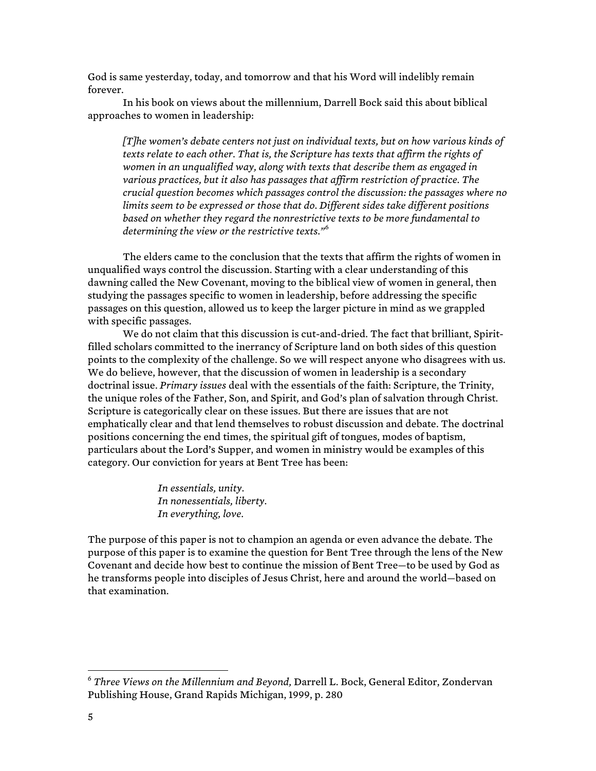God is same yesterday, today, and tomorrow and that his Word will indelibly remain forever.

In his book on views about the millennium, Darrell Bock said this about biblical approaches to women in leadership:

> *[T]he women's debate centers not just on individual texts, but on how various kinds of texts relate to each other. That is, the Scripture has texts that affirm the rights of women in an unqualified way, along with texts that describe them as engaged in various practices, but it also has passages that affirm restriction of practice. The crucial question becomes which passages control the discussion: the passages where no limits seem to be expressed or those that do. Different sides take different positions based on whether they regard the nonrestrictive texts to be more fundamental to determining the view or the restrictive texts."*[6]

The elders came to the conclusion that the texts that affirm the rights of women in unqualified ways control the discussion. Starting with a clear understanding of this dawning called the New Covenant, moving to the biblical view of women in general, then studying the passages specific to women in leadership, before addressing the specific passages on this question, allowed us to keep the larger picture in mind as we grappled with specific passages.

We do not claim that this discussion is cut-and-dried. The fact that brilliant, Spirit-filled scholars committed to the inerrancy of Scripture land on both sides of this question points to the complexity of the challenge. So we will respect anyone who disagrees with us. We do believe, however, that the discussion of women in leadership is a secondary doctrinal issue. *Primary issues* deal with the essentials of the faith: Scripture, the Trinity, the unique roles of the Father, Son, and Spirit, and God's plan of salvation through Christ. Scripture is categorically clear on these issues. But there are issues that are not emphatically clear and that lend themselves to robust discussion and debate. The doctrinal positions concerning the end times, the spiritual gift of tongues, modes of baptism, particulars about the Lord's Supper, and women in ministry would be examples of this category. Our conviction for years at Bent Tree has been:

> *In essentials, unity.*
> *In nonessentials, liberty.*
> *In everything, love.*

The purpose of this paper is not to champion an agenda or even advance the debate. The purpose of this paper is to examine the question for Bent Tree through the lens of the New Covenant and decide how best to continue the mission of Bent Tree—to be used by God as he transforms people into disciples of Jesus Christ, here and around the world—based on that examination.

---

[6] *Three Views on the Millennium and Beyond,* Darrell L. Bock, General Editor, Zondervan Publishing House, Grand Rapids Michigan, 1999, p. 280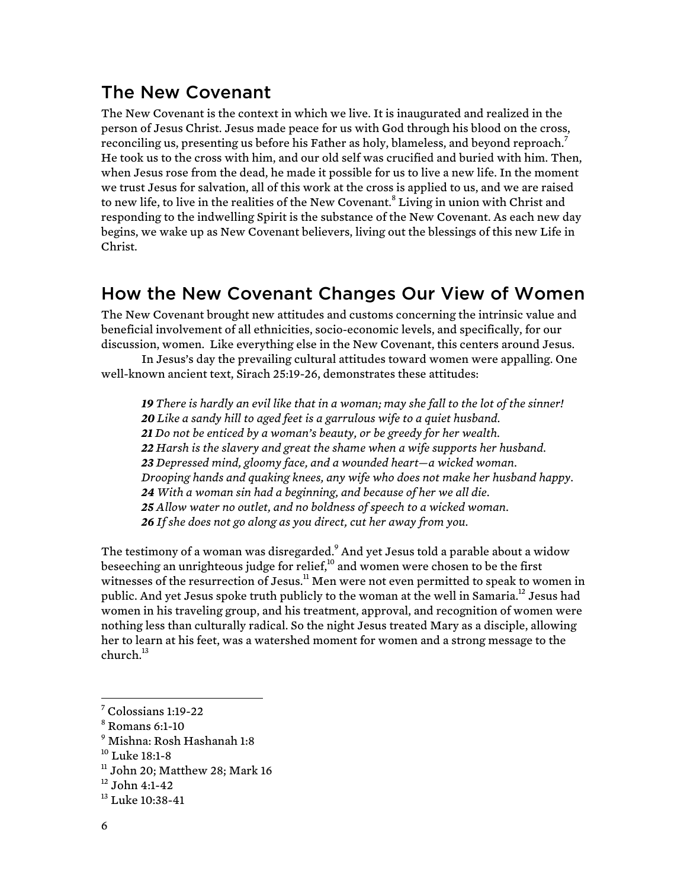## The New Covenant

The New Covenant is the context in which we live. It is inaugurated and realized in the person of Jesus Christ. Jesus made peace for us with God through his blood on the cross, reconciling us, presenting us before his Father as holy, blameless, and beyond reproach.[7] He took us to the cross with him, and our old self was crucified and buried with him. Then, when Jesus rose from the dead, he made it possible for us to live a new life. In the moment we trust Jesus for salvation, all of this work at the cross is applied to us, and we are raised to new life, to live in the realities of the New Covenant.[8] Living in union with Christ and responding to the indwelling Spirit is the substance of the New Covenant. As each new day begins, we wake up as New Covenant believers, living out the blessings of this new Life in Christ.

## How the New Covenant Changes Our View of Women

The New Covenant brought new attitudes and customs concerning the intrinsic value and beneficial involvement of all ethnicities, socio-economic levels, and specifically, for our discussion, women. Like everything else in the New Covenant, this centers around Jesus.

In Jesus's day the prevailing cultural attitudes toward women were appalling. One well-known ancient text, Sirach 25:19-26, demonstrates these attitudes:

> ***19*** *There is hardly an evil like that in a woman; may she fall to the lot of the sinner!*
> ***20*** *Like a sandy hill to aged feet is a garrulous wife to a quiet husband.*
> ***21*** *Do not be enticed by a woman's beauty, or be greedy for her wealth.*
> ***22*** *Harsh is the slavery and great the shame when a wife supports her husband.*
> ***23*** *Depressed mind, gloomy face, and a wounded heart—a wicked woman.*
> *Drooping hands and quaking knees, any wife who does not make her husband happy.*
> ***24*** *With a woman sin had a beginning, and because of her we all die.*
> ***25*** *Allow water no outlet, and no boldness of speech to a wicked woman.*
> ***26*** *If she does not go along as you direct, cut her away from you.*

The testimony of a woman was disregarded.[9] And yet Jesus told a parable about a widow beseeching an unrighteous judge for relief,[10] and women were chosen to be the first witnesses of the resurrection of Jesus.[11] Men were not even permitted to speak to women in public. And yet Jesus spoke truth publicly to the woman at the well in Samaria.[12] Jesus had women in his traveling group, and his treatment, approval, and recognition of women were nothing less than culturally radical. So the night Jesus treated Mary as a disciple, allowing her to learn at his feet, was a watershed moment for women and a strong message to the church.[13]

---

[7] Colossians 1:19-22
[8] Romans 6:1-10
[9] Mishna: Rosh Hashanah 1:8
[10] Luke 18:1-8
[11] John 20; Matthew 28; Mark 16
[12] John 4:1-42
[13] Luke 10:38-41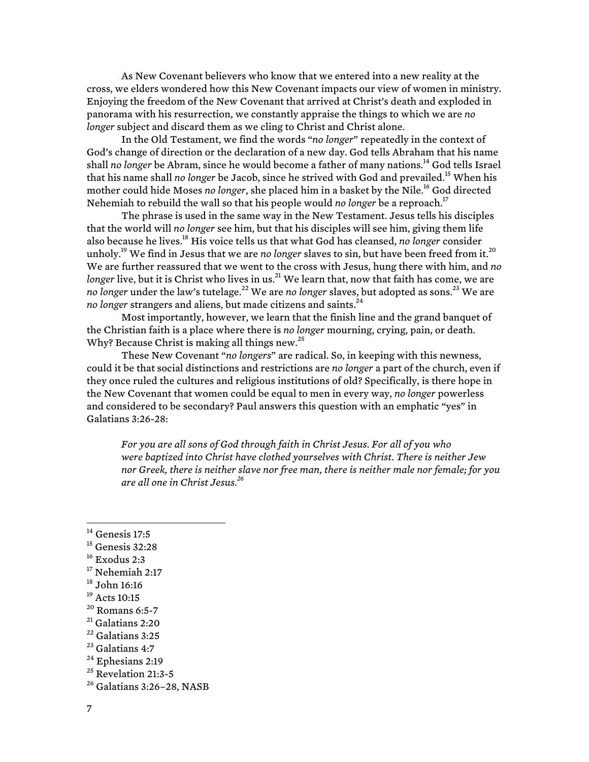As New Covenant believers who know that we entered into a new reality at the cross, we elders wondered how this New Covenant impacts our view of women in ministry. Enjoying the freedom of the New Covenant that arrived at Christ's death and exploded in panorama with his resurrection, we constantly appraise the things to which we are *no longer* subject and discard them as we cling to Christ and Christ alone.

In the Old Testament, we find the words "*no longer*" repeatedly in the context of God's change of direction or the declaration of a new day. God tells Abraham that his name shall *no longer* be Abram, since he would become a father of many nations.[14] God tells Israel that his name shall *no longer* be Jacob, since he strived with God and prevailed.[15] When his mother could hide Moses *no longer*, she placed him in a basket by the Nile.[16] God directed Nehemiah to rebuild the wall so that his people would *no longer* be a reproach.[17]

The phrase is used in the same way in the New Testament. Jesus tells his disciples that the world will *no longer* see him, but that his disciples will see him, giving them life also because he lives.[18] His voice tells us that what God has cleansed, *no longer* consider unholy.[19] We find in Jesus that we are *no longer* slaves to sin, but have been freed from it.[20] We are further reassured that we went to the cross with Jesus, hung there with him, and *no longer* live, but it is Christ who lives in us.[21] We learn that, now that faith has come, we are *no longer* under the law's tutelage.[22] We are *no longer* slaves, but adopted as sons.[23] We are *no longer* strangers and aliens, but made citizens and saints.[24]

Most importantly, however, we learn that the finish line and the grand banquet of the Christian faith is a place where there is *no longer* mourning, crying, pain, or death. Why? Because Christ is making all things new.[25]

These New Covenant "*no longers*" are radical. So, in keeping with this newness, could it be that social distinctions and restrictions are *no longer* a part of the church, even if they once ruled the cultures and religious institutions of old? Specifically, is there hope in the New Covenant that women could be equal to men in every way, *no longer* powerless and considered to be secondary? Paul answers this question with an emphatic "yes" in Galatians 3:26-28:

> *For you are all sons of God through faith in Christ Jesus. For all of you who were baptized into Christ have clothed yourselves with Christ. There is neither Jew nor Greek, there is neither slave nor free man, there is neither male nor female; for you are all one in Christ Jesus.*[26]

---

[14] Genesis 17:5
[15] Genesis 32:28
[16] Exodus 2:3
[17] Nehemiah 2:17
[18] John 16:16
[19] Acts 10:15
[20] Romans 6:5-7
[21] Galatians 2:20
[22] Galatians 3:25
[23] Galatians 4:7
[24] Ephesians 2:19
[25] Revelation 21:3-5
[26] Galatians 3:26–28, NASB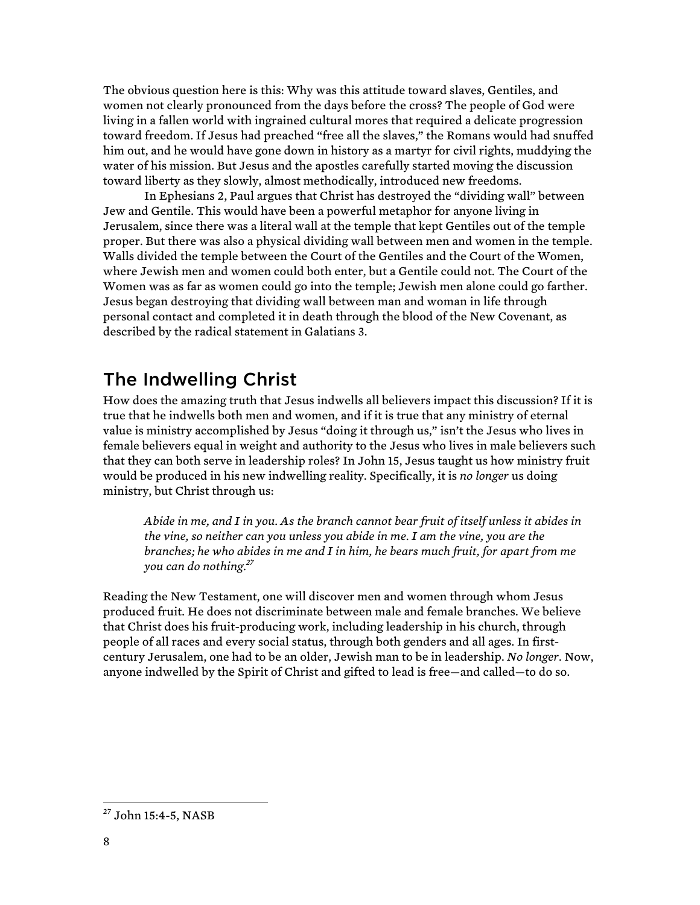The obvious question here is this: Why was this attitude toward slaves, Gentiles, and women not clearly pronounced from the days before the cross? The people of God were living in a fallen world with ingrained cultural mores that required a delicate progression toward freedom. If Jesus had preached "free all the slaves," the Romans would had snuffed him out, and he would have gone down in history as a martyr for civil rights, muddying the water of his mission. But Jesus and the apostles carefully started moving the discussion toward liberty as they slowly, almost methodically, introduced new freedoms.

In Ephesians 2, Paul argues that Christ has destroyed the "dividing wall" between Jew and Gentile. This would have been a powerful metaphor for anyone living in Jerusalem, since there was a literal wall at the temple that kept Gentiles out of the temple proper. But there was also a physical dividing wall between men and women in the temple. Walls divided the temple between the Court of the Gentiles and the Court of the Women, where Jewish men and women could both enter, but a Gentile could not. The Court of the Women was as far as women could go into the temple; Jewish men alone could go farther. Jesus began destroying that dividing wall between man and woman in life through personal contact and completed it in death through the blood of the New Covenant, as described by the radical statement in Galatians 3.

## The Indwelling Christ

How does the amazing truth that Jesus indwells all believers impact this discussion? If it is true that he indwells both men and women, and if it is true that any ministry of eternal value is ministry accomplished by Jesus "doing it through us," isn't the Jesus who lives in female believers equal in weight and authority to the Jesus who lives in male believers such that they can both serve in leadership roles? In John 15, Jesus taught us how ministry fruit would be produced in his new indwelling reality. Specifically, it is *no longer* us doing ministry, but Christ through us:

> *Abide in me, and I in you. As the branch cannot bear fruit of itself unless it abides in the vine, so neither can you unless you abide in me. I am the vine, you are the branches; he who abides in me and I in him, he bears much fruit, for apart from me you can do nothing.*[27]

Reading the New Testament, one will discover men and women through whom Jesus produced fruit. He does not discriminate between male and female branches. We believe that Christ does his fruit-producing work, including leadership in his church, through people of all races and every social status, through both genders and all ages. In first-century Jerusalem, one had to be an older, Jewish man to be in leadership. *No longer*. Now, anyone indwelled by the Spirit of Christ and gifted to lead is free—and called—to do so.

---

[27] John 15:4-5, NASB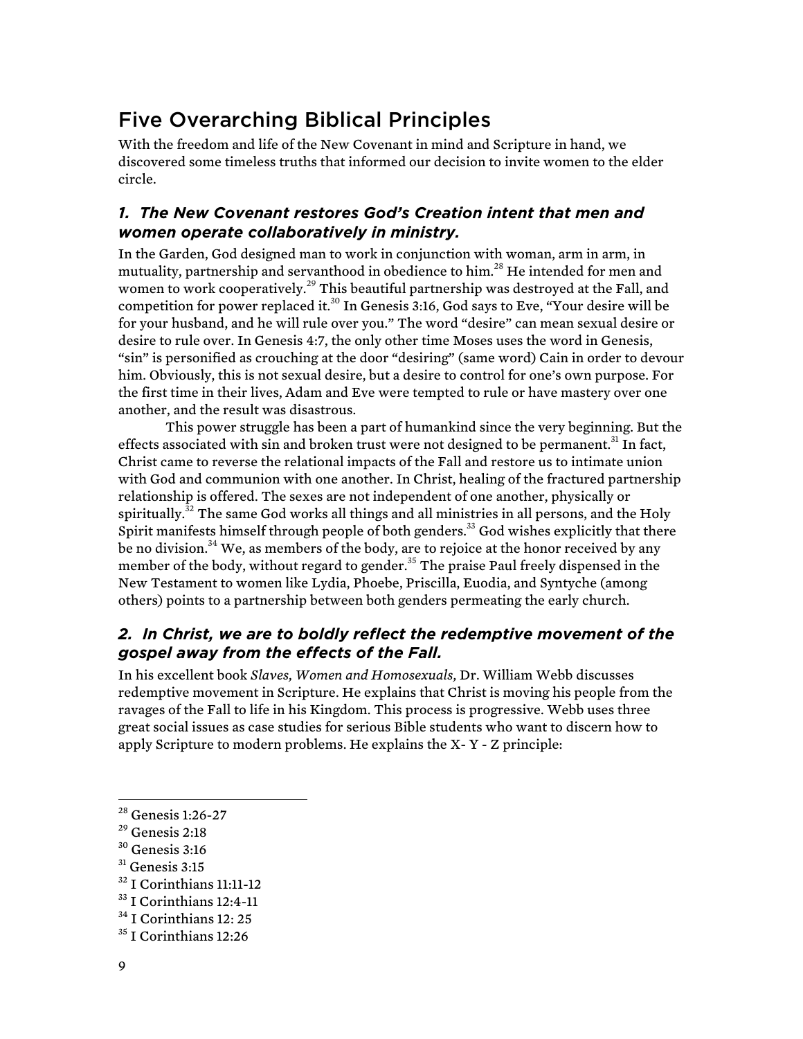## Five Overarching Biblical Principles

With the freedom and life of the New Covenant in mind and Scripture in hand, we discovered some timeless truths that informed our decision to invite women to the elder circle.

### *1. The New Covenant restores God's Creation intent that men and women operate collaboratively in ministry.*

In the Garden, God designed man to work in conjunction with woman, arm in arm, in mutuality, partnership and servanthood in obedience to him.[28] He intended for men and women to work cooperatively.[29] This beautiful partnership was destroyed at the Fall, and competition for power replaced it.[30] In Genesis 3:16, God says to Eve, "Your desire will be for your husband, and he will rule over you." The word "desire" can mean sexual desire or desire to rule over. In Genesis 4:7, the only other time Moses uses the word in Genesis, "sin" is personified as crouching at the door "desiring" (same word) Cain in order to devour him. Obviously, this is not sexual desire, but a desire to control for one's own purpose. For the first time in their lives, Adam and Eve were tempted to rule or have mastery over one another, and the result was disastrous.

This power struggle has been a part of humankind since the very beginning. But the effects associated with sin and broken trust were not designed to be permanent.[31] In fact, Christ came to reverse the relational impacts of the Fall and restore us to intimate union with God and communion with one another. In Christ, healing of the fractured partnership relationship is offered. The sexes are not independent of one another, physically or spiritually.[32] The same God works all things and all ministries in all persons, and the Holy Spirit manifests himself through people of both genders.[33] God wishes explicitly that there be no division.[34] We, as members of the body, are to rejoice at the honor received by any member of the body, without regard to gender.[35] The praise Paul freely dispensed in the New Testament to women like Lydia, Phoebe, Priscilla, Euodia, and Syntyche (among others) points to a partnership between both genders permeating the early church.

### *2. In Christ, we are to boldly reflect the redemptive movement of the gospel away from the effects of the Fall.*

In his excellent book *Slaves, Women and Homosexuals,* Dr. William Webb discusses redemptive movement in Scripture. He explains that Christ is moving his people from the ravages of the Fall to life in his Kingdom. This process is progressive. Webb uses three great social issues as case studies for serious Bible students who want to discern how to apply Scripture to modern problems. He explains the X- Y - Z principle:

---

[28] Genesis 1:26-27
[29] Genesis 2:18
[30] Genesis 3:16
[31] Genesis 3:15
[32] I Corinthians 11:11-12
[33] I Corinthians 12:4-11
[34] I Corinthians 12: 25
[35] I Corinthians 12:26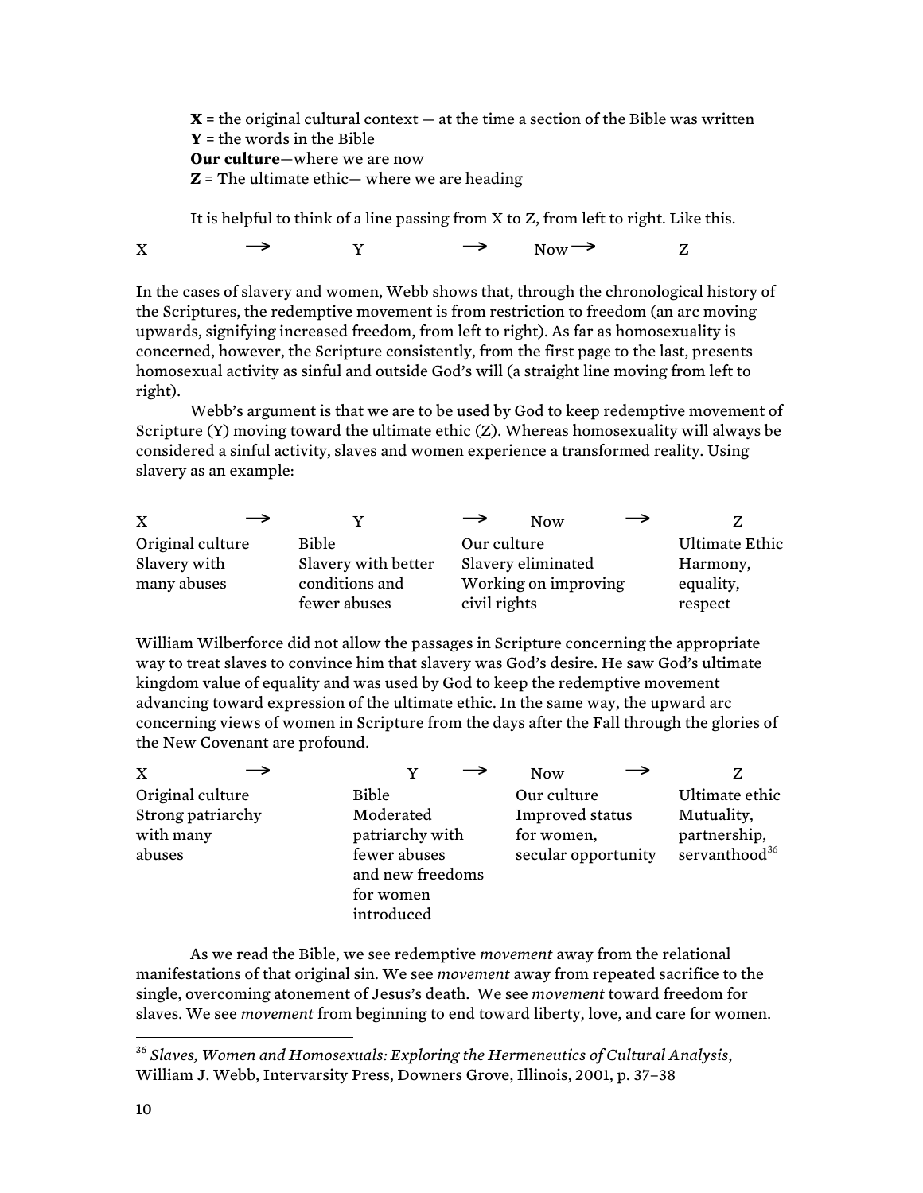**X** = the original cultural context — at the time a section of the Bible was written
**Y** = the words in the Bible
**Our culture**—where we are now
**Z** = The ultimate ethic— where we are heading

It is helpful to think of a line passing from X to Z, from left to right. Like this.

X → Y → Now → Z

In the cases of slavery and women, Webb shows that, through the chronological history of the Scriptures, the redemptive movement is from restriction to freedom (an arc moving upwards, signifying increased freedom, from left to right). As far as homosexuality is concerned, however, the Scripture consistently, from the first page to the last, presents homosexual activity as sinful and outside God's will (a straight line moving from left to right).

Webb's argument is that we are to be used by God to keep redemptive movement of Scripture (Y) moving toward the ultimate ethic (Z). Whereas homosexuality will always be considered a sinful activity, slaves and women experience a transformed reality. Using slavery as an example:

| X → | Y → | Now → | Z |
| --- | --- | --- | --- |
| Original culture<br>Slavery with many abuses | Bible<br>Slavery with better conditions and fewer abuses | Our culture<br>Slavery eliminated<br>Working on improving civil rights | Ultimate Ethic<br>Harmony, equality, respect |

William Wilberforce did not allow the passages in Scripture concerning the appropriate way to treat slaves to convince him that slavery was God's desire. He saw God's ultimate kingdom value of equality and was used by God to keep the redemptive movement advancing toward expression of the ultimate ethic. In the same way, the upward arc concerning views of women in Scripture from the days after the Fall through the glories of the New Covenant are profound.

| X → | Y → | Now → | Z |
| --- | --- | --- | --- |
| Original culture<br>Strong patriarchy with many abuses | Bible<br>Moderated patriarchy with fewer abuses and new freedoms for women introduced | Our culture<br>Improved status for women, secular opportunity | Ultimate ethic<br>Mutuality, partnership, servanthood[36] |

As we read the Bible, we see redemptive *movement* away from the relational manifestations of that original sin. We see *movement* away from repeated sacrifice to the single, overcoming atonement of Jesus's death. We see *movement* toward freedom for slaves. We see *movement* from beginning to end toward liberty, love, and care for women.

---

[36] *Slaves, Women and Homosexuals: Exploring the Hermeneutics of Cultural Analysis*, William J. Webb, Intervarsity Press, Downers Grove, Illinois, 2001, p. 37–38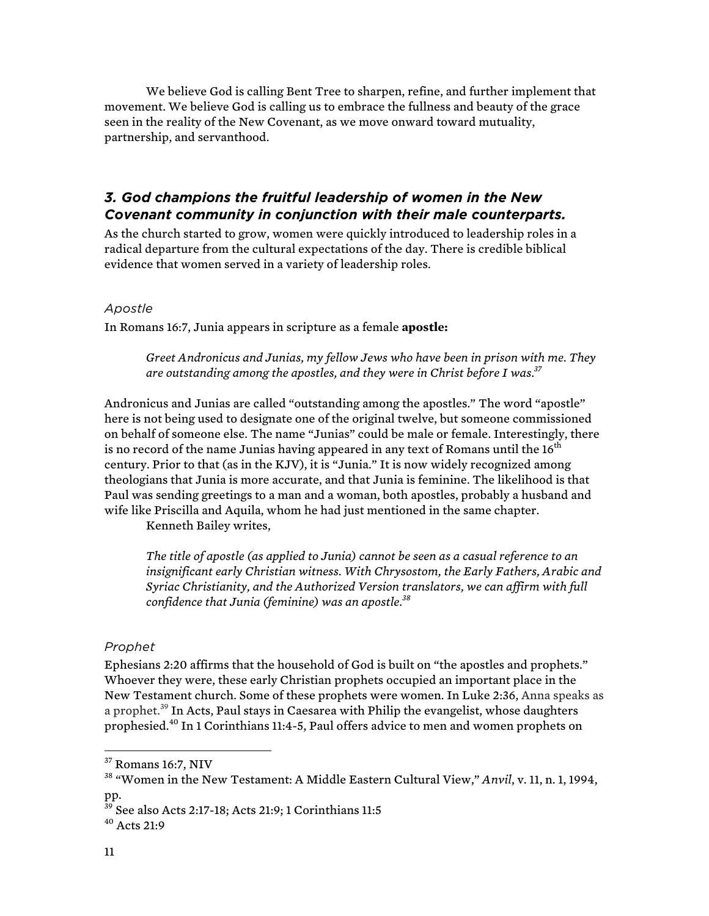We believe God is calling Bent Tree to sharpen, refine, and further implement that movement. We believe God is calling us to embrace the fullness and beauty of the grace seen in the reality of the New Covenant, as we move onward toward mutuality, partnership, and servanthood.

### *3. God champions the fruitful leadership of women in the New Covenant community in conjunction with their male counterparts.*

As the church started to grow, women were quickly introduced to leadership roles in a radical departure from the cultural expectations of the day. There is credible biblical evidence that women served in a variety of leadership roles.

#### *Apostle*

In Romans 16:7, Junia appears in scripture as a female **apostle:**

> *Greet Andronicus and Junias, my fellow Jews who have been in prison with me. They are outstanding among the apostles, and they were in Christ before I was.*[37]

Andronicus and Junias are called "outstanding among the apostles." The word "apostle" here is not being used to designate one of the original twelve, but someone commissioned on behalf of someone else. The name "Junias" could be male or female. Interestingly, there is no record of the name Junias having appeared in any text of Romans until the 16th century. Prior to that (as in the KJV), it is "Junia." It is now widely recognized among theologians that Junia is more accurate, and that Junia is feminine. The likelihood is that Paul was sending greetings to a man and a woman, both apostles, probably a husband and wife like Priscilla and Aquila, whom he had just mentioned in the same chapter.

Kenneth Bailey writes,

> *The title of apostle (as applied to Junia) cannot be seen as a casual reference to an insignificant early Christian witness. With Chrysostom, the Early Fathers, Arabic and Syriac Christianity, and the Authorized Version translators, we can affirm with full confidence that Junia (feminine) was an apostle.*[38]

#### *Prophet*

Ephesians 2:20 affirms that the household of God is built on "the apostles and prophets." Whoever they were, these early Christian prophets occupied an important place in the New Testament church. Some of these prophets were women. In Luke 2:36, Anna speaks as a prophet.[39] In Acts, Paul stays in Caesarea with Philip the evangelist, whose daughters prophesied.[40] In 1 Corinthians 11:4-5, Paul offers advice to men and women prophets on

---

[37] Romans 16:7, NIV

[38] "Women in the New Testament: A Middle Eastern Cultural View," *Anvil*, v. 11, n. 1, 1994, pp.

[39] See also Acts 2:17-18; Acts 21:9; 1 Corinthians 11:5

[40] Acts 21:9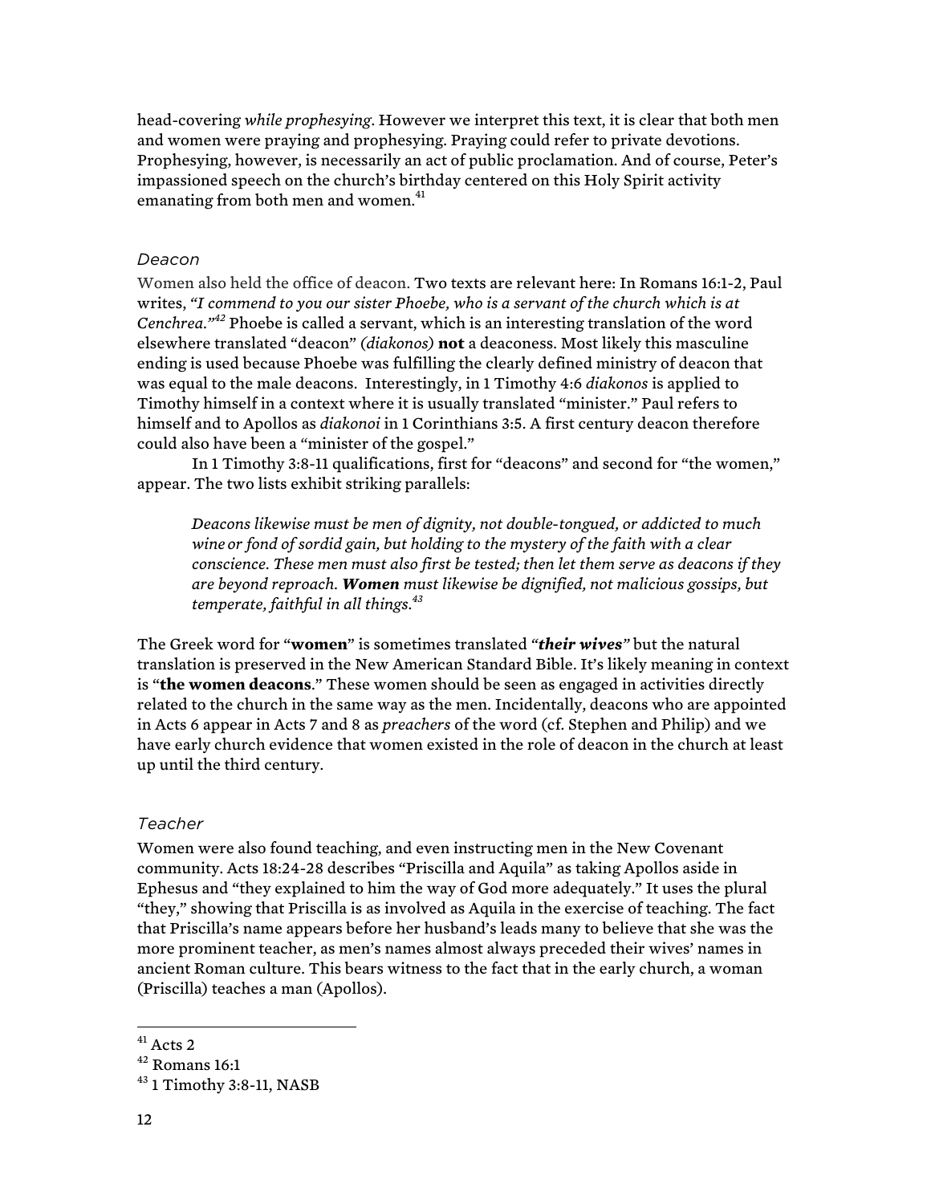head-covering *while prophesying*. However we interpret this text, it is clear that both men and women were praying and prophesying. Praying could refer to private devotions. Prophesying, however, is necessarily an act of public proclamation. And of course, Peter's impassioned speech on the church's birthday centered on this Holy Spirit activity emanating from both men and women.[41]

### *Deacon*

Women also held the office of deacon. Two texts are relevant here: In Romans 16:1-2, Paul writes, *"I commend to you our sister Phoebe, who is a servant of the church which is at Cenchrea."*[42] Phoebe is called a servant, which is an interesting translation of the word elsewhere translated "deacon" *(diakonos)* **not** a deaconess. Most likely this masculine ending is used because Phoebe was fulfilling the clearly defined ministry of deacon that was equal to the male deacons. Interestingly, in 1 Timothy 4:6 *diakonos* is applied to Timothy himself in a context where it is usually translated "minister." Paul refers to himself and to Apollos as *diakonoi* in 1 Corinthians 3:5. A first century deacon therefore could also have been a "minister of the gospel."

In 1 Timothy 3:8-11 qualifications, first for "deacons" and second for "the women," appear. The two lists exhibit striking parallels:

> *Deacons likewise must be men of dignity, not double-tongued, or addicted to much wine or fond of sordid gain, but holding to the mystery of the faith with a clear conscience. These men must also first be tested; then let them serve as deacons if they are beyond reproach.* ***Women*** *must likewise be dignified, not malicious gossips, but temperate, faithful in all things.*[43]

The Greek word for "**women**" is sometimes translated *"**their wives**"* but the natural translation is preserved in the New American Standard Bible. It's likely meaning in context is "**the women deacons**." These women should be seen as engaged in activities directly related to the church in the same way as the men. Incidentally, deacons who are appointed in Acts 6 appear in Acts 7 and 8 as *preachers* of the word (cf. Stephen and Philip) and we have early church evidence that women existed in the role of deacon in the church at least up until the third century.

### *Teacher*

Women were also found teaching, and even instructing men in the New Covenant community. Acts 18:24-28 describes "Priscilla and Aquila" as taking Apollos aside in Ephesus and "they explained to him the way of God more adequately." It uses the plural "they," showing that Priscilla is as involved as Aquila in the exercise of teaching. The fact that Priscilla's name appears before her husband's leads many to believe that she was the more prominent teacher, as men's names almost always preceded their wives' names in ancient Roman culture. This bears witness to the fact that in the early church, a woman (Priscilla) teaches a man (Apollos).

---

[41] Acts 2

[42] Romans 16:1

[43] 1 Timothy 3:8-11, NASB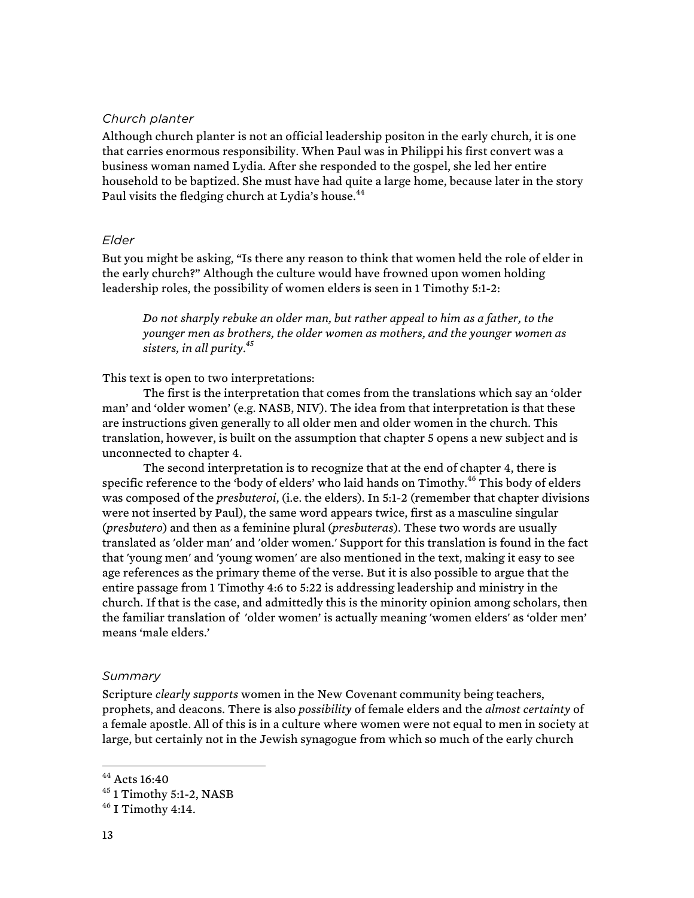### *Church planter*

Although church planter is not an official leadership positon in the early church, it is one that carries enormous responsibility. When Paul was in Philippi his first convert was a business woman named Lydia. After she responded to the gospel, she led her entire household to be baptized. She must have had quite a large home, because later in the story Paul visits the fledging church at Lydia's house.[44]

### *Elder*

But you might be asking, "Is there any reason to think that women held the role of elder in the early church?" Although the culture would have frowned upon women holding leadership roles, the possibility of women elders is seen in 1 Timothy 5:1-2:

> *Do not sharply rebuke an older man, but rather appeal to him as a father, to the younger men as brothers, the older women as mothers, and the younger women as sisters, in all purity.*[45]

This text is open to two interpretations:

The first is the interpretation that comes from the translations which say an 'older man' and 'older women' (e.g. NASB, NIV). The idea from that interpretation is that these are instructions given generally to all older men and older women in the church. This translation, however, is built on the assumption that chapter 5 opens a new subject and is unconnected to chapter 4.

The second interpretation is to recognize that at the end of chapter 4, there is specific reference to the 'body of elders' who laid hands on Timothy.[46] This body of elders was composed of the *presbuteroi*, (i.e. the elders). In 5:1-2 (remember that chapter divisions were not inserted by Paul), the same word appears twice, first as a masculine singular (*presbutero*) and then as a feminine plural (*presbuteras*). These two words are usually translated as 'older man' and 'older women.' Support for this translation is found in the fact that 'young men' and 'young women' are also mentioned in the text, making it easy to see age references as the primary theme of the verse. But it is also possible to argue that the entire passage from 1 Timothy 4:6 to 5:22 is addressing leadership and ministry in the church. If that is the case, and admittedly this is the minority opinion among scholars, then the familiar translation of 'older women' is actually meaning 'women elders' as 'older men' means 'male elders.'

### *Summary*

Scripture *clearly supports* women in the New Covenant community being teachers, prophets, and deacons. There is also *possibility* of female elders and the *almost certainty* of a female apostle. All of this is in a culture where women were not equal to men in society at large, but certainly not in the Jewish synagogue from which so much of the early church

---

[44] Acts 16:40

[45] 1 Timothy 5:1-2, NASB

[46] I Timothy 4:14.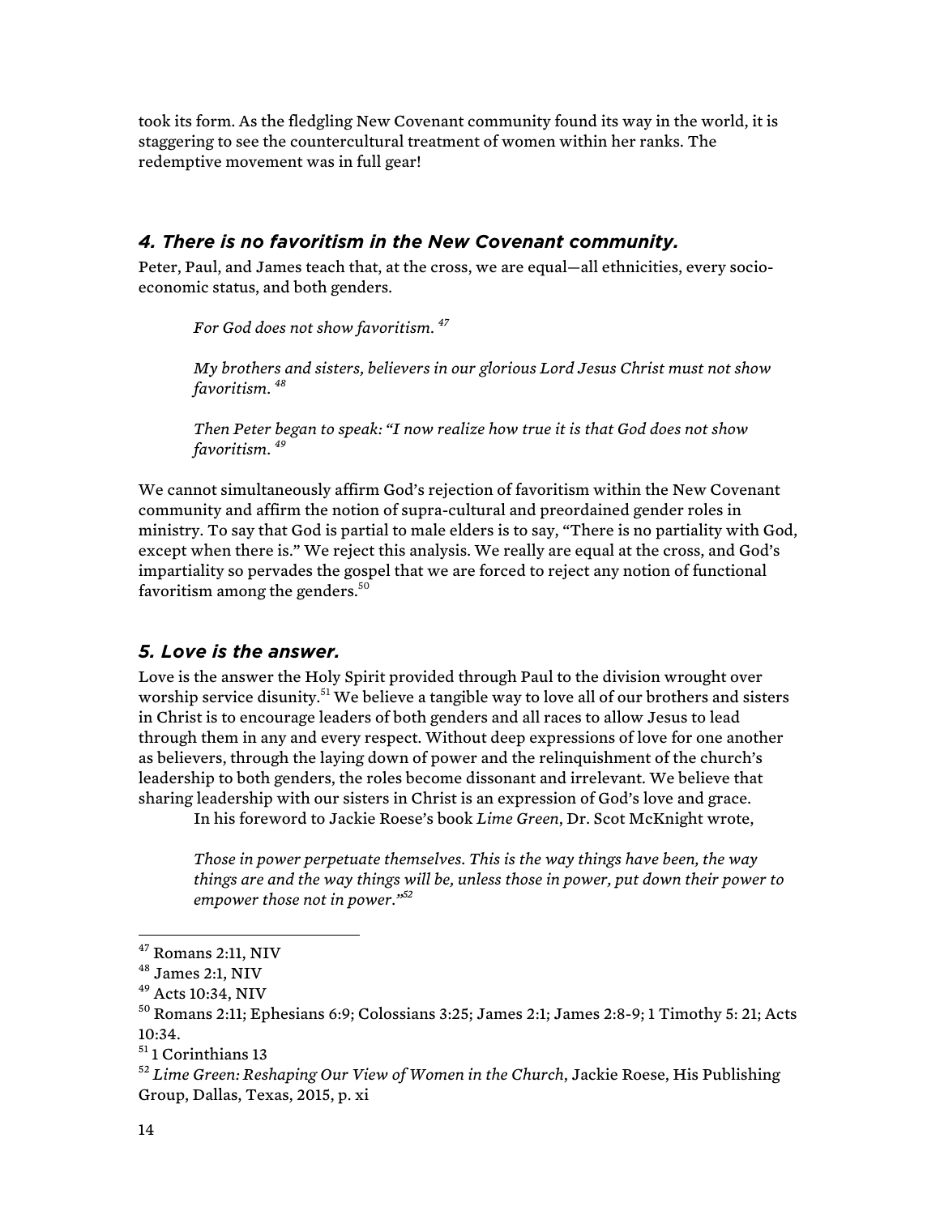took its form. As the fledgling New Covenant community found its way in the world, it is staggering to see the countercultural treatment of women within her ranks. The redemptive movement was in full gear!

### *4. There is no favoritism in the New Covenant community.*

Peter, Paul, and James teach that, at the cross, we are equal—all ethnicities, every socio-economic status, and both genders.

> *For God does not show favoritism.* [47]
>
> *My brothers and sisters, believers in our glorious Lord Jesus Christ must not show favoritism.* [48]
>
> *Then Peter began to speak: "I now realize how true it is that God does not show favoritism.* [49]

We cannot simultaneously affirm God's rejection of favoritism within the New Covenant community and affirm the notion of supra-cultural and preordained gender roles in ministry. To say that God is partial to male elders is to say, "There is no partiality with God, except when there is." We reject this analysis. We really are equal at the cross, and God's impartiality so pervades the gospel that we are forced to reject any notion of functional favoritism among the genders.[50]

### *5. Love is the answer.*

Love is the answer the Holy Spirit provided through Paul to the division wrought over worship service disunity.[51] We believe a tangible way to love all of our brothers and sisters in Christ is to encourage leaders of both genders and all races to allow Jesus to lead through them in any and every respect. Without deep expressions of love for one another as believers, through the laying down of power and the relinquishment of the church's leadership to both genders, the roles become dissonant and irrelevant. We believe that sharing leadership with our sisters in Christ is an expression of God's love and grace.

In his foreword to Jackie Roese's book *Lime Green*, Dr. Scot McKnight wrote,

> *Those in power perpetuate themselves. This is the way things have been, the way things are and the way things will be, unless those in power, put down their power to empower those not in power."*[52]

---

[47] Romans 2:11, NIV

[48] James 2:1, NIV

[49] Acts 10:34, NIV

[50] Romans 2:11; Ephesians 6:9; Colossians 3:25; James 2:1; James 2:8-9; 1 Timothy 5: 21; Acts 10:34.

[51] 1 Corinthians 13

[52] *Lime Green: Reshaping Our View of Women in the Church*, Jackie Roese, His Publishing Group, Dallas, Texas, 2015, p. xi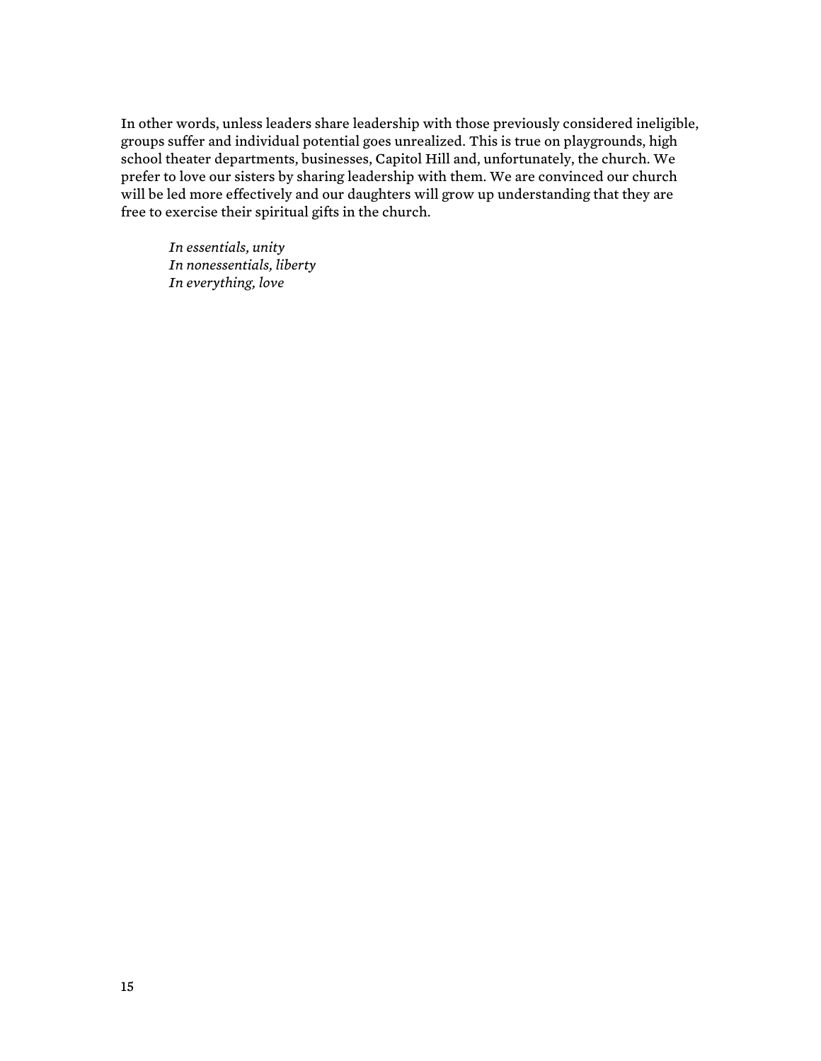In other words, unless leaders share leadership with those previously considered ineligible, groups suffer and individual potential goes unrealized. This is true on playgrounds, high school theater departments, businesses, Capitol Hill and, unfortunately, the church. We prefer to love our sisters by sharing leadership with them. We are convinced our church will be led more effectively and our daughters will grow up understanding that they are free to exercise their spiritual gifts in the church.

> *In essentials, unity*
> *In nonessentials, liberty*
> *In everything, love*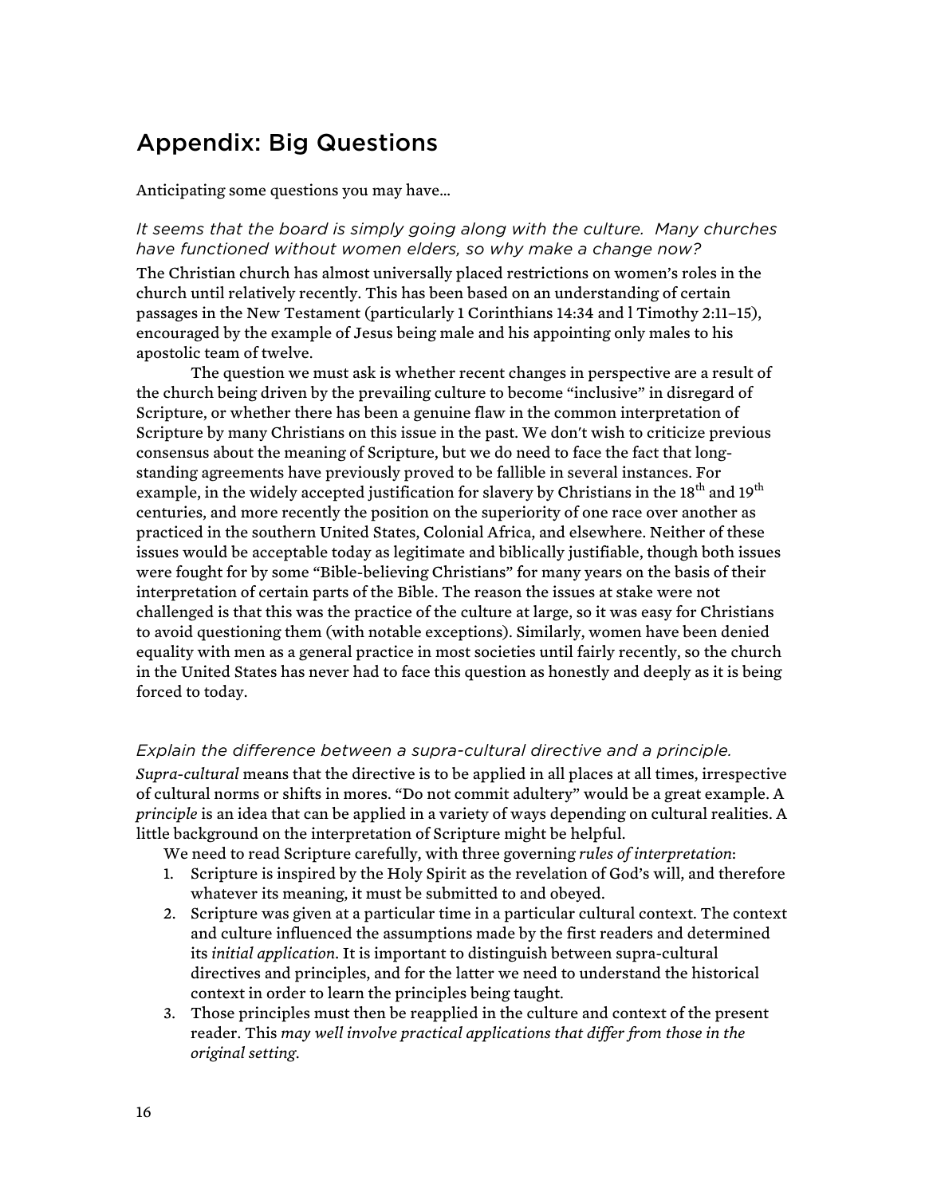## Appendix: Big Questions

Anticipating some questions you may have…

*It seems that the board is simply going along with the culture. Many churches have functioned without women elders, so why make a change now?*

The Christian church has almost universally placed restrictions on women's roles in the church until relatively recently. This has been based on an understanding of certain passages in the New Testament (particularly 1 Corinthians 14:34 and l Timothy 2:11–15), encouraged by the example of Jesus being male and his appointing only males to his apostolic team of twelve.

The question we must ask is whether recent changes in perspective are a result of the church being driven by the prevailing culture to become "inclusive" in disregard of Scripture, or whether there has been a genuine flaw in the common interpretation of Scripture by many Christians on this issue in the past. We don't wish to criticize previous consensus about the meaning of Scripture, but we do need to face the fact that long-standing agreements have previously proved to be fallible in several instances. For example, in the widely accepted justification for slavery by Christians in the 18th and 19th centuries, and more recently the position on the superiority of one race over another as practiced in the southern United States, Colonial Africa, and elsewhere. Neither of these issues would be acceptable today as legitimate and biblically justifiable, though both issues were fought for by some "Bible-believing Christians" for many years on the basis of their interpretation of certain parts of the Bible. The reason the issues at stake were not challenged is that this was the practice of the culture at large, so it was easy for Christians to avoid questioning them (with notable exceptions). Similarly, women have been denied equality with men as a general practice in most societies until fairly recently, so the church in the United States has never had to face this question as honestly and deeply as it is being forced to today.

*Explain the difference between a supra-cultural directive and a principle.*

*Supra-cultural* means that the directive is to be applied in all places at all times, irrespective of cultural norms or shifts in mores. "Do not commit adultery" would be a great example. A *principle* is an idea that can be applied in a variety of ways depending on cultural realities. A little background on the interpretation of Scripture might be helpful.

We need to read Scripture carefully, with three governing *rules of interpretation*:

1. Scripture is inspired by the Holy Spirit as the revelation of God's will, and therefore whatever its meaning, it must be submitted to and obeyed.
2. Scripture was given at a particular time in a particular cultural context. The context and culture influenced the assumptions made by the first readers and determined its *initial application*. It is important to distinguish between supra-cultural directives and principles, and for the latter we need to understand the historical context in order to learn the principles being taught.
3. Those principles must then be reapplied in the culture and context of the present reader. This *may well involve practical applications that differ from those in the original setting*.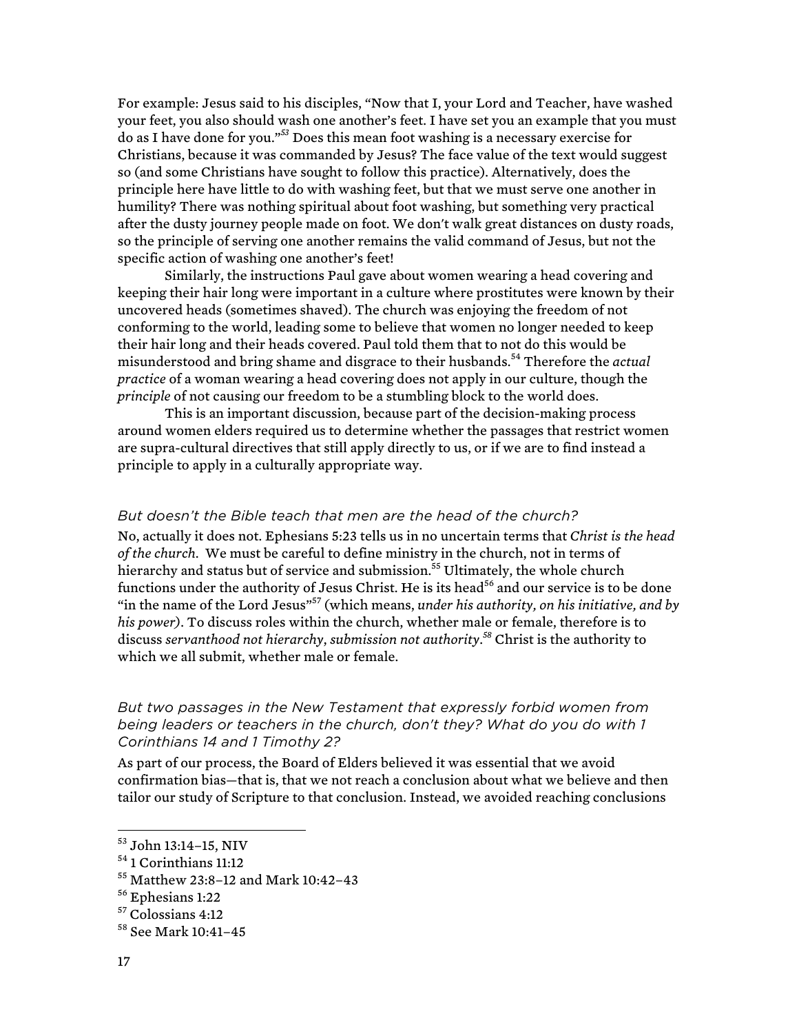For example: Jesus said to his disciples, "Now that I, your Lord and Teacher, have washed your feet, you also should wash one another's feet. I have set you an example that you must do as I have done for you."[53] Does this mean foot washing is a necessary exercise for Christians, because it was commanded by Jesus? The face value of the text would suggest so (and some Christians have sought to follow this practice). Alternatively, does the principle here have little to do with washing feet, but that we must serve one another in humility? There was nothing spiritual about foot washing, but something very practical after the dusty journey people made on foot. We don't walk great distances on dusty roads, so the principle of serving one another remains the valid command of Jesus, but not the specific action of washing one another's feet!

Similarly, the instructions Paul gave about women wearing a head covering and keeping their hair long were important in a culture where prostitutes were known by their uncovered heads (sometimes shaved). The church was enjoying the freedom of not conforming to the world, leading some to believe that women no longer needed to keep their hair long and their heads covered. Paul told them that to not do this would be misunderstood and bring shame and disgrace to their husbands.[54] Therefore the *actual practice* of a woman wearing a head covering does not apply in our culture, though the *principle* of not causing our freedom to be a stumbling block to the world does.

This is an important discussion, because part of the decision-making process around women elders required us to determine whether the passages that restrict women are supra-cultural directives that still apply directly to us, or if we are to find instead a principle to apply in a culturally appropriate way.

### *But doesn't the Bible teach that men are the head of the church?*

No, actually it does not. Ephesians 5:23 tells us in no uncertain terms that *Christ is the head of the church*. We must be careful to define ministry in the church, not in terms of hierarchy and status but of service and submission.[55] Ultimately, the whole church functions under the authority of Jesus Christ. He is its head[56] and our service is to be done "in the name of the Lord Jesus"[57] (which means, *under his authority, on his initiative, and by his power*). To discuss roles within the church, whether male or female, therefore is to discuss *servanthood not hierarchy*, *submission not authority*.[58] Christ is the authority to which we all submit, whether male or female.

### *But two passages in the New Testament that expressly forbid women from being leaders or teachers in the church, don't they? What do you do with 1 Corinthians 14 and 1 Timothy 2?*

As part of our process, the Board of Elders believed it was essential that we avoid confirmation bias—that is, that we not reach a conclusion about what we believe and then tailor our study of Scripture to that conclusion. Instead, we avoided reaching conclusions

---

[53] John 13:14–15, NIV

[54] 1 Corinthians 11:12

[55] Matthew 23:8–12 and Mark 10:42–43

[56] Ephesians 1:22

[57] Colossians 4:12

[58] See Mark 10:41–45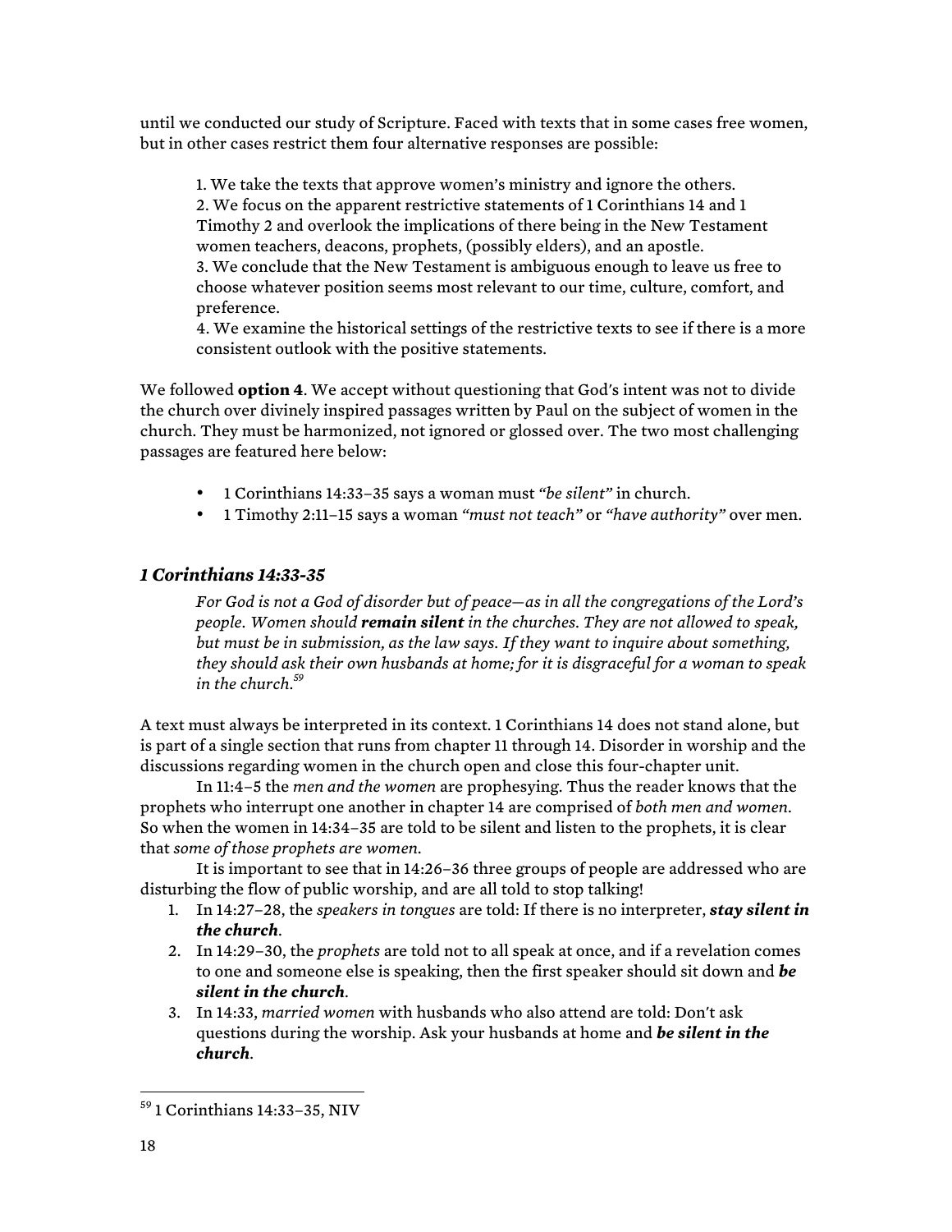until we conducted our study of Scripture. Faced with texts that in some cases free women, but in other cases restrict them four alternative responses are possible:

1. We take the texts that approve women's ministry and ignore the others.
2. We focus on the apparent restrictive statements of 1 Corinthians 14 and 1 Timothy 2 and overlook the implications of there being in the New Testament women teachers, deacons, prophets, (possibly elders), and an apostle.
3. We conclude that the New Testament is ambiguous enough to leave us free to choose whatever position seems most relevant to our time, culture, comfort, and preference.
4. We examine the historical settings of the restrictive texts to see if there is a more consistent outlook with the positive statements.

We followed **option 4**. We accept without questioning that God's intent was not to divide the church over divinely inspired passages written by Paul on the subject of women in the church. They must be harmonized, not ignored or glossed over. The two most challenging passages are featured here below:

- 1 Corinthians 14:33–35 says a woman must *"be silent"* in church.
- 1 Timothy 2:11–15 says a woman *"must not teach"* or *"have authority"* over men.

### *1 Corinthians 14:33-35*

> *For God is not a God of disorder but of peace—as in all the congregations of the Lord's people. Women should **remain silent** in the churches. They are not allowed to speak, but must be in submission, as the law says. If they want to inquire about something, they should ask their own husbands at home; for it is disgraceful for a woman to speak in the church.*[59]

A text must always be interpreted in its context. 1 Corinthians 14 does not stand alone, but is part of a single section that runs from chapter 11 through 14. Disorder in worship and the discussions regarding women in the church open and close this four-chapter unit.

In 11:4–5 the *men and the women* are prophesying. Thus the reader knows that the prophets who interrupt one another in chapter 14 are comprised of *both men and women*. So when the women in 14:34–35 are told to be silent and listen to the prophets, it is clear that *some of those prophets are women*.

It is important to see that in 14:26–36 three groups of people are addressed who are disturbing the flow of public worship, and are all told to stop talking!

1. In 14:27–28, the *speakers in tongues* are told: If there is no interpreter, ***stay silent in the church***.
2. In 14:29–30, the *prophets* are told not to all speak at once, and if a revelation comes to one and someone else is speaking, then the first speaker should sit down and ***be silent in the church***.
3. In 14:33, *married women* with husbands who also attend are told: Don't ask questions during the worship. Ask your husbands at home and ***be silent in the church***.

---

[59] 1 Corinthians 14:33–35, NIV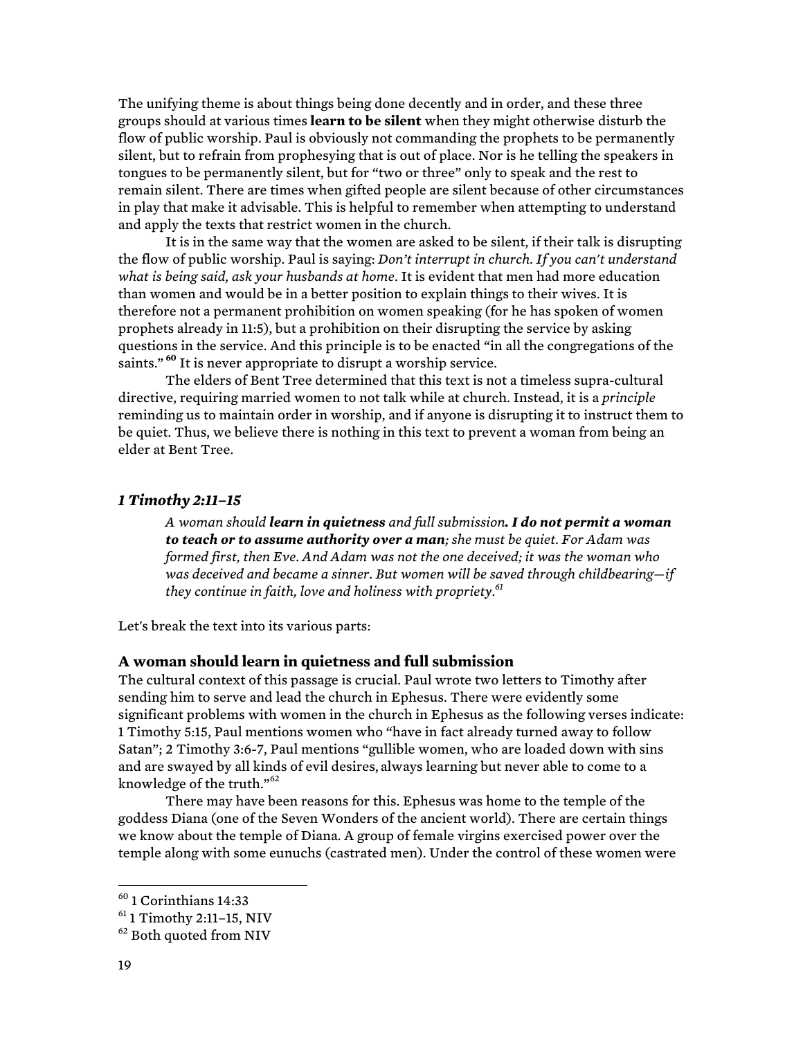The unifying theme is about things being done decently and in order, and these three groups should at various times **learn to be silent** when they might otherwise disturb the flow of public worship. Paul is obviously not commanding the prophets to be permanently silent, but to refrain from prophesying that is out of place. Nor is he telling the speakers in tongues to be permanently silent, but for "two or three" only to speak and the rest to remain silent. There are times when gifted people are silent because of other circumstances in play that make it advisable. This is helpful to remember when attempting to understand and apply the texts that restrict women in the church.

It is in the same way that the women are asked to be silent, if their talk is disrupting the flow of public worship. Paul is saying: *Don't interrupt in church. If you can't understand what is being said, ask your husbands at home*. It is evident that men had more education than women and would be in a better position to explain things to their wives. It is therefore not a permanent prohibition on women speaking (for he has spoken of women prophets already in 11:5), but a prohibition on their disrupting the service by asking questions in the service. And this principle is to be enacted "in all the congregations of the saints."[60] It is never appropriate to disrupt a worship service.

The elders of Bent Tree determined that this text is not a timeless supra-cultural directive, requiring married women to not talk while at church. Instead, it is a *principle* reminding us to maintain order in worship, and if anyone is disrupting it to instruct them to be quiet. Thus, we believe there is nothing in this text to prevent a woman from being an elder at Bent Tree.

### *1 Timothy 2:11–15*

> *A woman should **learn in quietness** and full submission**. I do not permit a woman to teach or to assume authority over a man**; she must be quiet. For Adam was formed first, then Eve. And Adam was not the one deceived; it was the woman who was deceived and became a sinner. But women will be saved through childbearing—if they continue in faith, love and holiness with propriety.*[61]

Let's break the text into its various parts:

### A woman should learn in quietness and full submission

The cultural context of this passage is crucial. Paul wrote two letters to Timothy after sending him to serve and lead the church in Ephesus. There were evidently some significant problems with women in the church in Ephesus as the following verses indicate: 1 Timothy 5:15, Paul mentions women who "have in fact already turned away to follow Satan"; 2 Timothy 3:6-7, Paul mentions "gullible women, who are loaded down with sins and are swayed by all kinds of evil desires, always learning but never able to come to a knowledge of the truth."[62]

There may have been reasons for this. Ephesus was home to the temple of the goddess Diana (one of the Seven Wonders of the ancient world). There are certain things we know about the temple of Diana. A group of female virgins exercised power over the temple along with some eunuchs (castrated men). Under the control of these women were

---

[60] 1 Corinthians 14:33

[61] 1 Timothy 2:11–15, NIV

[62] Both quoted from NIV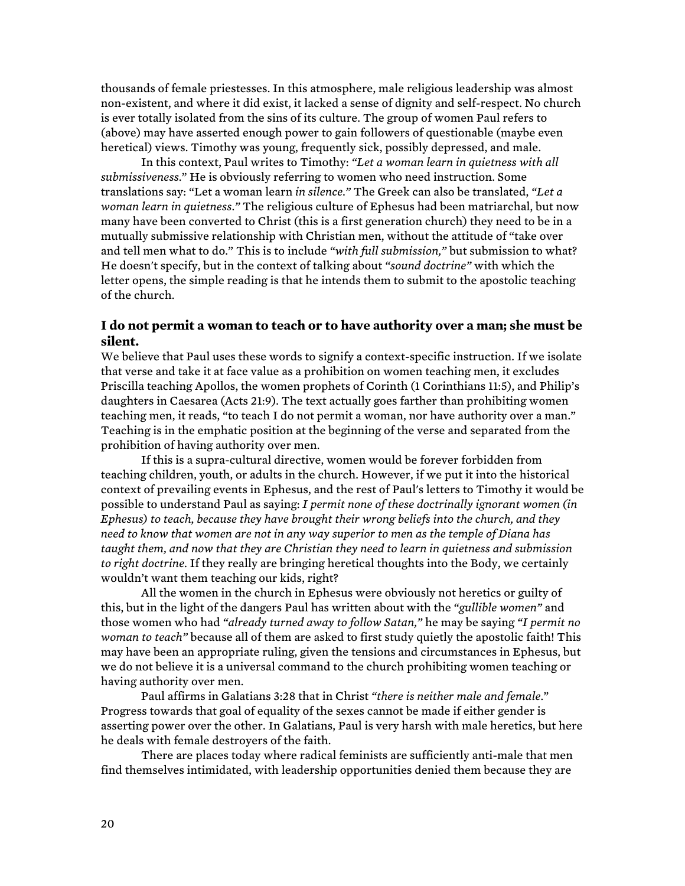thousands of female priestesses. In this atmosphere, male religious leadership was almost non-existent, and where it did exist, it lacked a sense of dignity and self-respect. No church is ever totally isolated from the sins of its culture. The group of women Paul refers to (above) may have asserted enough power to gain followers of questionable (maybe even heretical) views. Timothy was young, frequently sick, possibly depressed, and male.

In this context, Paul writes to Timothy: *"Let a woman learn in quietness with all submissiveness."* He is obviously referring to women who need instruction. Some translations say: "Let a woman learn *in silence."* The Greek can also be translated, *"Let a woman learn in quietness."* The religious culture of Ephesus had been matriarchal, but now many have been converted to Christ (this is a first generation church) they need to be in a mutually submissive relationship with Christian men, without the attitude of "take over and tell men what to do." This is to include *"with full submission,"* but submission to what? He doesn't specify, but in the context of talking about *"sound doctrine"* with which the letter opens, the simple reading is that he intends them to submit to the apostolic teaching of the church.

### I do not permit a woman to teach or to have authority over a man; she must be silent.

We believe that Paul uses these words to signify a context-specific instruction. If we isolate that verse and take it at face value as a prohibition on women teaching men, it excludes Priscilla teaching Apollos, the women prophets of Corinth (1 Corinthians 11:5), and Philip's daughters in Caesarea (Acts 21:9). The text actually goes farther than prohibiting women teaching men, it reads, "to teach I do not permit a woman, nor have authority over a man." Teaching is in the emphatic position at the beginning of the verse and separated from the prohibition of having authority over men.

If this is a supra-cultural directive, women would be forever forbidden from teaching children, youth, or adults in the church. However, if we put it into the historical context of prevailing events in Ephesus, and the rest of Paul's letters to Timothy it would be possible to understand Paul as saying: *I permit none of these doctrinally ignorant women (in Ephesus) to teach, because they have brought their wrong beliefs into the church, and they need to know that women are not in any way superior to men as the temple of Diana has taught them, and now that they are Christian they need to learn in quietness and submission to right doctrine.* If they really are bringing heretical thoughts into the Body, we certainly wouldn't want them teaching our kids, right?

All the women in the church in Ephesus were obviously not heretics or guilty of this, but in the light of the dangers Paul has written about with the *"gullible women"* and those women who had *"already turned away to follow Satan,"* he may be saying *"I permit no woman to teach"* because all of them are asked to first study quietly the apostolic faith! This may have been an appropriate ruling, given the tensions and circumstances in Ephesus, but we do not believe it is a universal command to the church prohibiting women teaching or having authority over men.

Paul affirms in Galatians 3:28 that in Christ *"there is neither male and female."* Progress towards that goal of equality of the sexes cannot be made if either gender is asserting power over the other. In Galatians, Paul is very harsh with male heretics, but here he deals with female destroyers of the faith.

There are places today where radical feminists are sufficiently anti-male that men find themselves intimidated, with leadership opportunities denied them because they are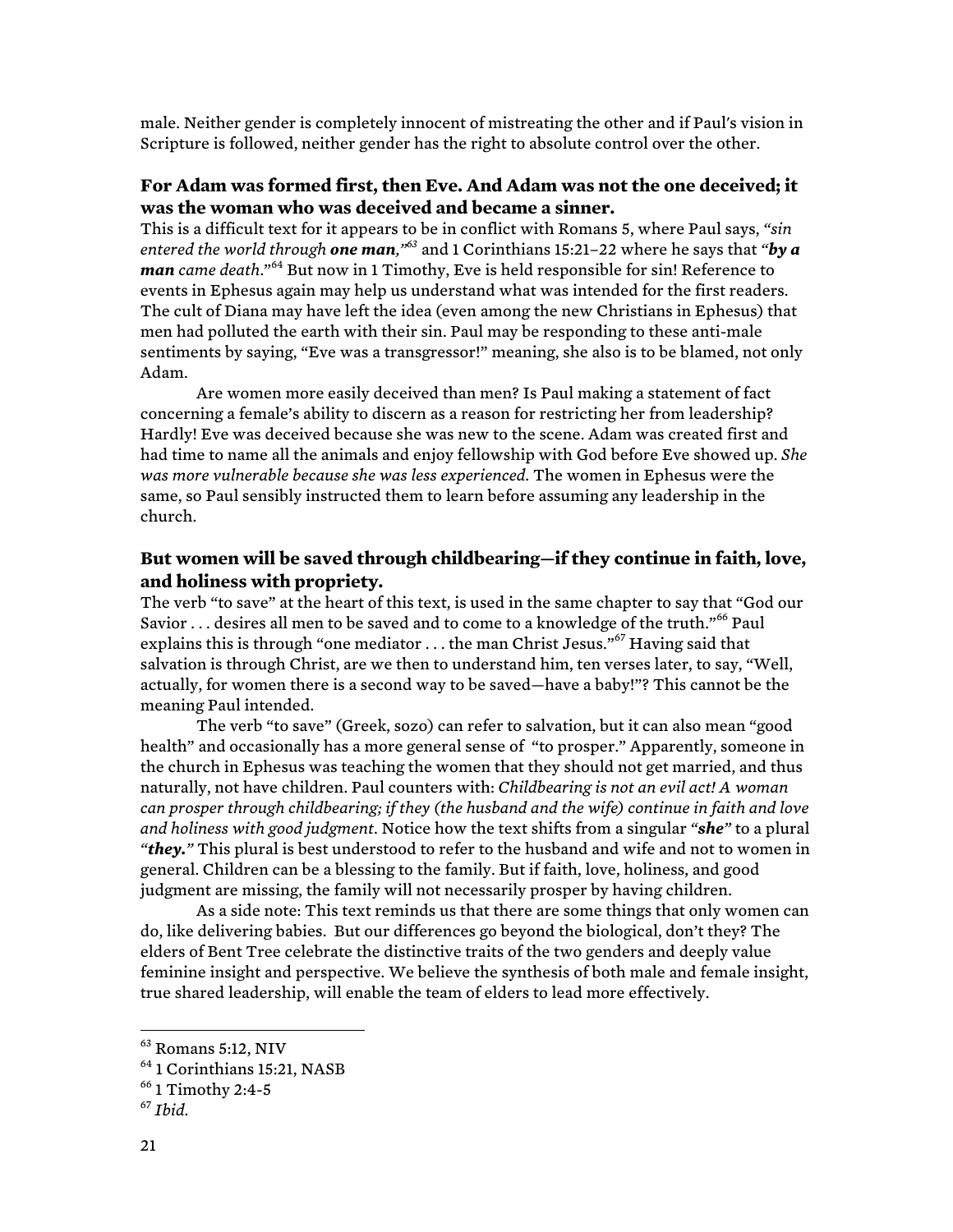male. Neither gender is completely innocent of mistreating the other and if Paul's vision in Scripture is followed, neither gender has the right to absolute control over the other.

### For Adam was formed first, then Eve. And Adam was not the one deceived; it was the woman who was deceived and became a sinner.

This is a difficult text for it appears to be in conflict with Romans 5, where Paul says, *"sin entered the world through* ***one man,****"*[63] and 1 Corinthians 15:21–22 where he says that *"**by a man** came death*."[64] But now in 1 Timothy, Eve is held responsible for sin! Reference to events in Ephesus again may help us understand what was intended for the first readers. The cult of Diana may have left the idea (even among the new Christians in Ephesus) that men had polluted the earth with their sin. Paul may be responding to these anti-male sentiments by saying, "Eve was a transgressor!" meaning, she also is to be blamed, not only Adam.

Are women more easily deceived than men? Is Paul making a statement of fact concerning a female's ability to discern as a reason for restricting her from leadership? Hardly! Eve was deceived because she was new to the scene. Adam was created first and had time to name all the animals and enjoy fellowship with God before Eve showed up. *She was more vulnerable because she was less experienced.* The women in Ephesus were the same, so Paul sensibly instructed them to learn before assuming any leadership in the church.

### But women will be saved through childbearing—if they continue in faith, love, and holiness with propriety.

The verb "to save" at the heart of this text, is used in the same chapter to say that "God our Savior . . . desires all men to be saved and to come to a knowledge of the truth."[66] Paul explains this is through "one mediator . . . the man Christ Jesus."[67] Having said that salvation is through Christ, are we then to understand him, ten verses later, to say, "Well, actually, for women there is a second way to be saved—have a baby!"? This cannot be the meaning Paul intended.

The verb "to save" (Greek, sozo) can refer to salvation, but it can also mean "good health" and occasionally has a more general sense of "to prosper." Apparently, someone in the church in Ephesus was teaching the women that they should not get married, and thus naturally, not have children. Paul counters with: *Childbearing is not an evil act! A woman can prosper through childbearing; if they (the husband and the wife) continue in faith and love and holiness with good judgment*. Notice how the text shifts from a singular *"**she**"* to a plural *"**they.**"* This plural is best understood to refer to the husband and wife and not to women in general. Children can be a blessing to the family. But if faith, love, holiness, and good judgment are missing, the family will not necessarily prosper by having children.

As a side note: This text reminds us that there are some things that only women can do, like delivering babies. But our differences go beyond the biological, don't they? The elders of Bent Tree celebrate the distinctive traits of the two genders and deeply value feminine insight and perspective. We believe the synthesis of both male and female insight, true shared leadership, will enable the team of elders to lead more effectively.

---

[63] Romans 5:12, NIV

[64] 1 Corinthians 15:21, NASB

[66] 1 Timothy 2:4-5

[67] *Ibid.*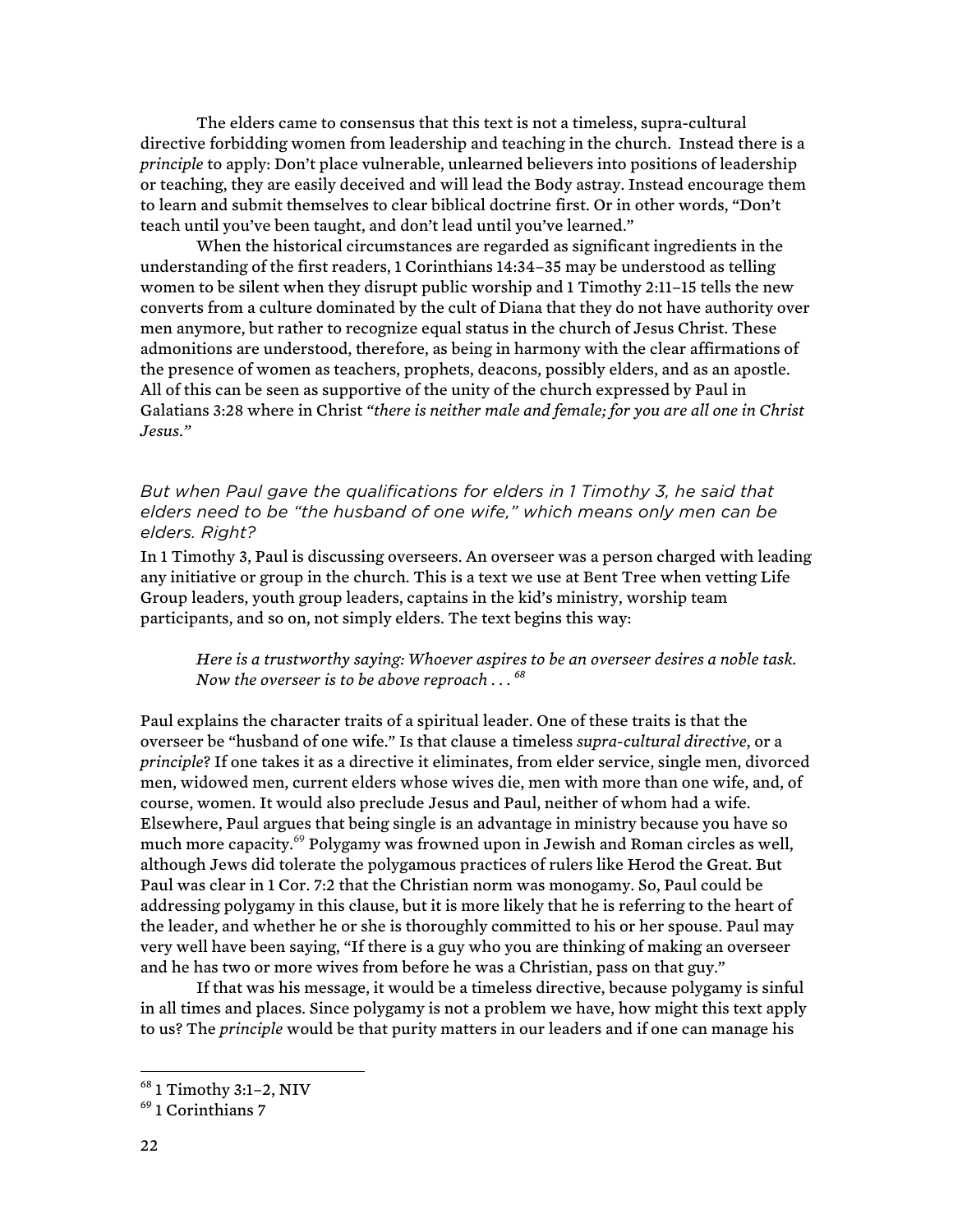The elders came to consensus that this text is not a timeless, supra-cultural directive forbidding women from leadership and teaching in the church. Instead there is a *principle* to apply: Don't place vulnerable, unlearned believers into positions of leadership or teaching, they are easily deceived and will lead the Body astray. Instead encourage them to learn and submit themselves to clear biblical doctrine first. Or in other words, "Don't teach until you've been taught, and don't lead until you've learned."

When the historical circumstances are regarded as significant ingredients in the understanding of the first readers, 1 Corinthians 14:34–35 may be understood as telling women to be silent when they disrupt public worship and 1 Timothy 2:11–15 tells the new converts from a culture dominated by the cult of Diana that they do not have authority over men anymore, but rather to recognize equal status in the church of Jesus Christ. These admonitions are understood, therefore, as being in harmony with the clear affirmations of the presence of women as teachers, prophets, deacons, possibly elders, and as an apostle. All of this can be seen as supportive of the unity of the church expressed by Paul in Galatians 3:28 where in Christ *"there is neither male and female; for you are all one in Christ Jesus."*

### *But when Paul gave the qualifications for elders in 1 Timothy 3, he said that elders need to be "the husband of one wife," which means only men can be elders. Right?*

In 1 Timothy 3, Paul is discussing overseers. An overseer was a person charged with leading any initiative or group in the church. This is a text we use at Bent Tree when vetting Life Group leaders, youth group leaders, captains in the kid's ministry, worship team participants, and so on, not simply elders. The text begins this way:

> *Here is a trustworthy saying: Whoever aspires to be an overseer desires a noble task. Now the overseer is to be above reproach . . .* [68]

Paul explains the character traits of a spiritual leader. One of these traits is that the overseer be "husband of one wife." Is that clause a timeless *supra-cultural directive*, or a *principle*? If one takes it as a directive it eliminates, from elder service, single men, divorced men, widowed men, current elders whose wives die, men with more than one wife, and, of course, women. It would also preclude Jesus and Paul, neither of whom had a wife. Elsewhere, Paul argues that being single is an advantage in ministry because you have so much more capacity.[69] Polygamy was frowned upon in Jewish and Roman circles as well, although Jews did tolerate the polygamous practices of rulers like Herod the Great. But Paul was clear in 1 Cor. 7:2 that the Christian norm was monogamy. So, Paul could be addressing polygamy in this clause, but it is more likely that he is referring to the heart of the leader, and whether he or she is thoroughly committed to his or her spouse. Paul may very well have been saying, "If there is a guy who you are thinking of making an overseer and he has two or more wives from before he was a Christian, pass on that guy."

If that was his message, it would be a timeless directive, because polygamy is sinful in all times and places. Since polygamy is not a problem we have, how might this text apply to us? The *principle* would be that purity matters in our leaders and if one can manage his

---

[68] 1 Timothy 3:1–2, NIV

[69] 1 Corinthians 7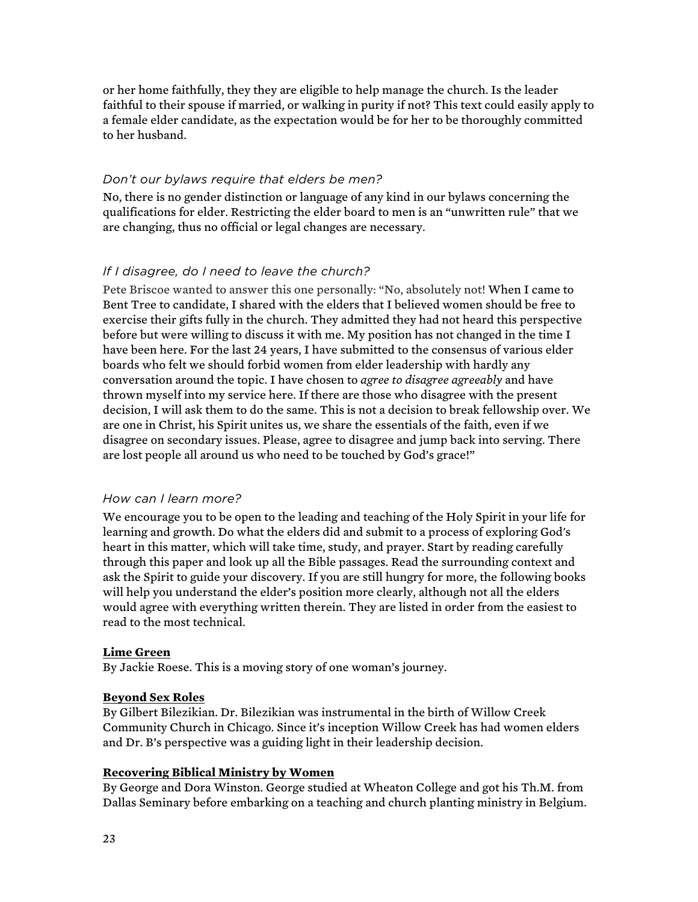or her home faithfully, they they are eligible to help manage the church. Is the leader faithful to their spouse if married, or walking in purity if not? This text could easily apply to a female elder candidate, as the expectation would be for her to be thoroughly committed to her husband.

### *Don't our bylaws require that elders be men?*

No, there is no gender distinction or language of any kind in our bylaws concerning the qualifications for elder. Restricting the elder board to men is an "unwritten rule" that we are changing, thus no official or legal changes are necessary.

### *If I disagree, do I need to leave the church?*

Pete Briscoe wanted to answer this one personally: "No, absolutely not! When I came to Bent Tree to candidate, I shared with the elders that I believed women should be free to exercise their gifts fully in the church. They admitted they had not heard this perspective before but were willing to discuss it with me. My position has not changed in the time I have been here. For the last 24 years, I have submitted to the consensus of various elder boards who felt we should forbid women from elder leadership with hardly any conversation around the topic. I have chosen to *agree to disagree agreeably* and have thrown myself into my service here. If there are those who disagree with the present decision, I will ask them to do the same. This is not a decision to break fellowship over. We are one in Christ, his Spirit unites us, we share the essentials of the faith, even if we disagree on secondary issues. Please, agree to disagree and jump back into serving. There are lost people all around us who need to be touched by God's grace!"

### *How can I learn more?*

We encourage you to be open to the leading and teaching of the Holy Spirit in your life for learning and growth. Do what the elders did and submit to a process of exploring God's heart in this matter, which will take time, study, and prayer. Start by reading carefully through this paper and look up all the Bible passages. Read the surrounding context and ask the Spirit to guide your discovery. If you are still hungry for more, the following books will help you understand the elder's position more clearly, although not all the elders would agree with everything written therein. They are listed in order from the easiest to read to the most technical.

**Lime Green**
By Jackie Roese. This is a moving story of one woman's journey.

**Beyond Sex Roles**
By Gilbert Bilezikian. Dr. Bilezikian was instrumental in the birth of Willow Creek Community Church in Chicago. Since it's inception Willow Creek has had women elders and Dr. B's perspective was a guiding light in their leadership decision.

**Recovering Biblical Ministry by Women**
By George and Dora Winston. George studied at Wheaton College and got his Th.M. from Dallas Seminary before embarking on a teaching and church planting ministry in Belgium.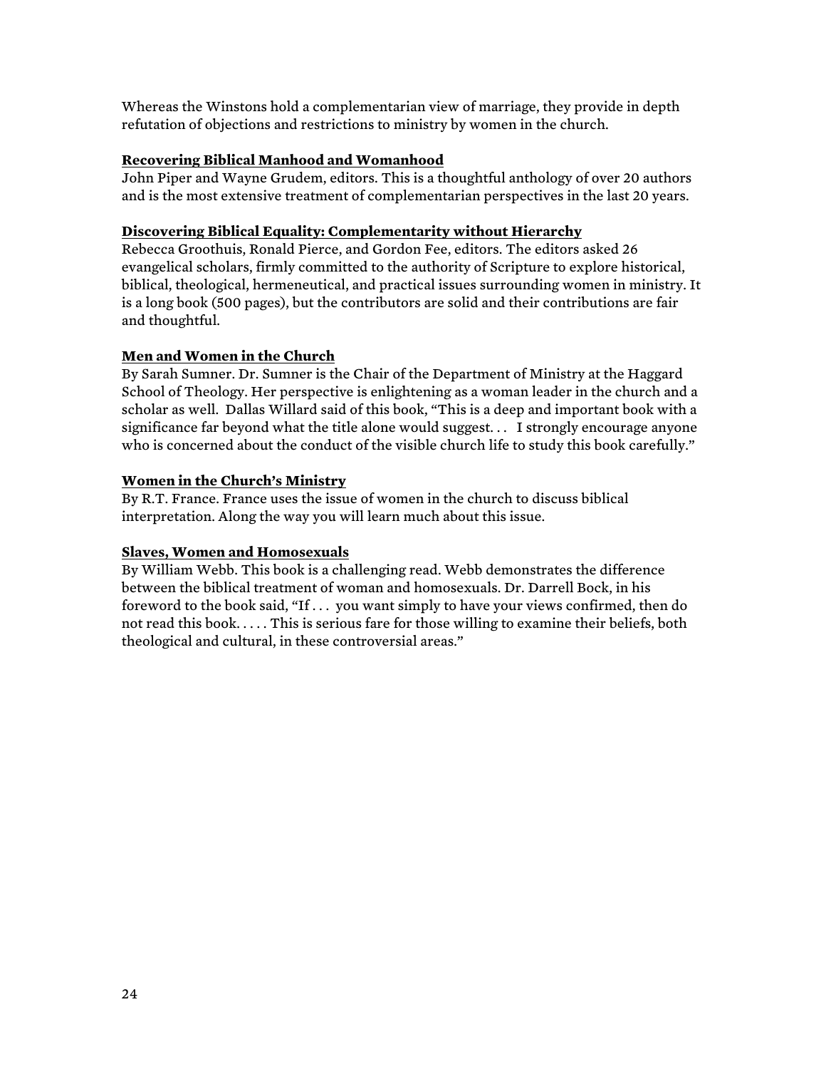Whereas the Winstons hold a complementarian view of marriage, they provide in depth refutation of objections and restrictions to ministry by women in the church.

**Recovering Biblical Manhood and Womanhood**

John Piper and Wayne Grudem, editors. This is a thoughtful anthology of over 20 authors and is the most extensive treatment of complementarian perspectives in the last 20 years.

**Discovering Biblical Equality: Complementarity without Hierarchy**

Rebecca Groothuis, Ronald Pierce, and Gordon Fee, editors. The editors asked 26 evangelical scholars, firmly committed to the authority of Scripture to explore historical, biblical, theological, hermeneutical, and practical issues surrounding women in ministry. It is a long book (500 pages), but the contributors are solid and their contributions are fair and thoughtful.

**Men and Women in the Church**

By Sarah Sumner. Dr. Sumner is the Chair of the Department of Ministry at the Haggard School of Theology. Her perspective is enlightening as a woman leader in the church and a scholar as well. Dallas Willard said of this book, "This is a deep and important book with a significance far beyond what the title alone would suggest. . . I strongly encourage anyone who is concerned about the conduct of the visible church life to study this book carefully."

**Women in the Church's Ministry**

By R.T. France. France uses the issue of women in the church to discuss biblical interpretation. Along the way you will learn much about this issue.

**Slaves, Women and Homosexuals**

By William Webb. This book is a challenging read. Webb demonstrates the difference between the biblical treatment of woman and homosexuals. Dr. Darrell Bock, in his foreword to the book said, "If . . . you want simply to have your views confirmed, then do not read this book. . . . . This is serious fare for those willing to examine their beliefs, both theological and cultural, in these controversial areas."